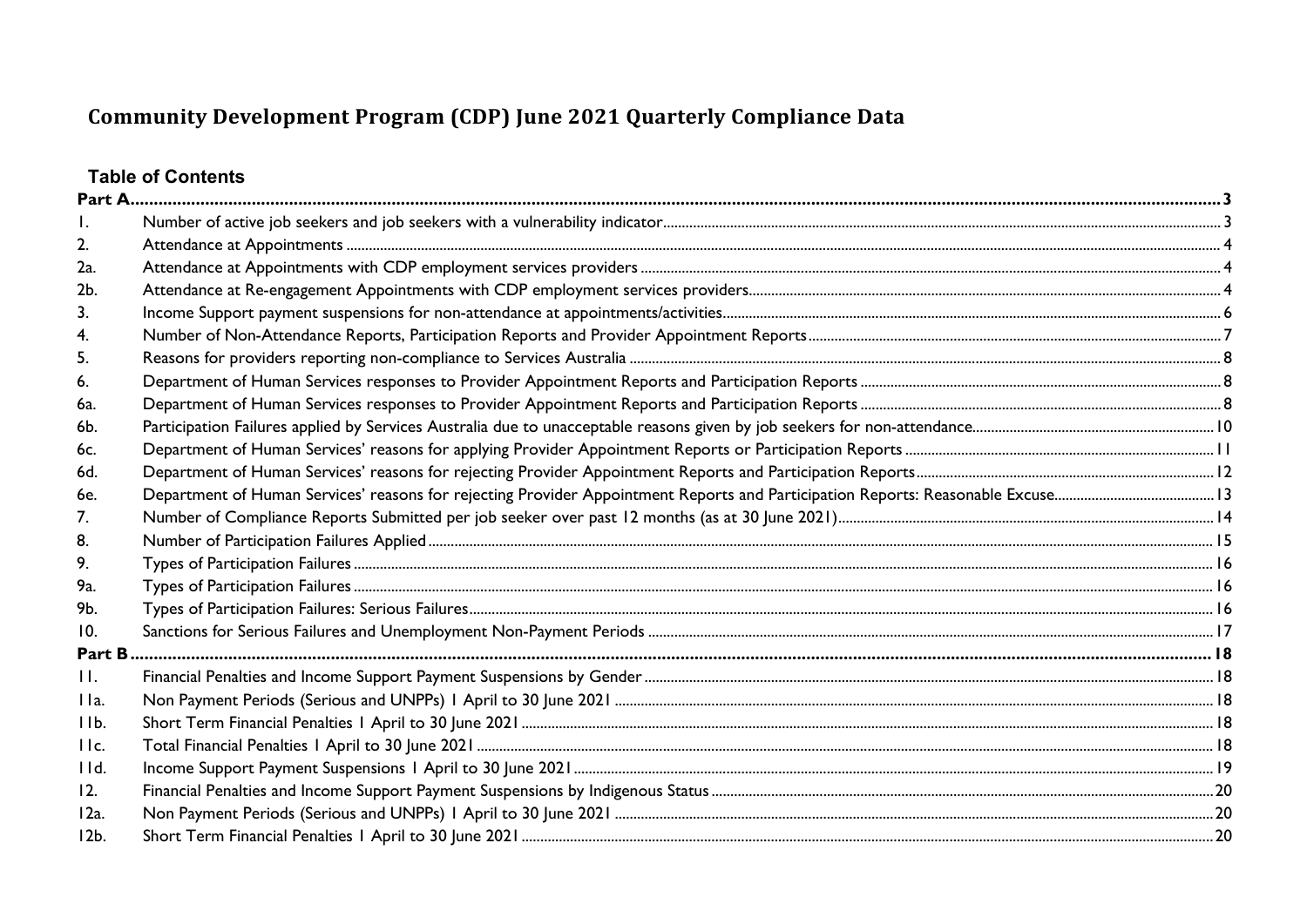# Community Development Program (CDP) June 2021 Quarterly Compliance Data

## Table of Contents

| | | |
|---|---|---|
| **Part A** | | **3** |
| 1. | Number of active job seekers and job seekers with a vulnerability indicator | 3 |
| 2. | Attendance at Appointments | 4 |
| 2a. | Attendance at Appointments with CDP employment services providers | 4 |
| 2b. | Attendance at Re-engagement Appointments with CDP employment services providers | 4 |
| 3. | Income Support payment suspensions for non-attendance at appointments/activities | 6 |
| 4. | Number of Non-Attendance Reports, Participation Reports and Provider Appointment Reports | 7 |
| 5. | Reasons for providers reporting non-compliance to Services Australia | 8 |
| 6. | Department of Human Services responses to Provider Appointment Reports and Participation Reports | 8 |
| 6a. | Department of Human Services responses to Provider Appointment Reports and Participation Reports | 8 |
| 6b. | Participation Failures applied by Services Australia due to unacceptable reasons given by job seekers for non-attendance | 10 |
| 6c. | Department of Human Services' reasons for applying Provider Appointment Reports or Participation Reports | 11 |
| 6d. | Department of Human Services' reasons for rejecting Provider Appointment Reports and Participation Reports | 12 |
| 6e. | Department of Human Services' reasons for rejecting Provider Appointment Reports and Participation Reports: Reasonable Excuse | 13 |
| 7. | Number of Compliance Reports Submitted per job seeker over past 12 months (as at 30 June 2021) | 14 |
| 8. | Number of Participation Failures Applied | 15 |
| 9. | Types of Participation Failures | 16 |
| 9a. | Types of Participation Failures | 16 |
| 9b. | Types of Participation Failures: Serious Failures | 16 |
| 10. | Sanctions for Serious Failures and Unemployment Non-Payment Periods | 17 |
| **Part B** | | **18** |
| 11. | Financial Penalties and Income Support Payment Suspensions by Gender | 18 |
| 11a. | Non Payment Periods (Serious and UNPPs) 1 April to 30 June 2021 | 18 |
| 11b. | Short Term Financial Penalties 1 April to 30 June 2021 | 18 |
| 11c. | Total Financial Penalties 1 April to 30 June 2021 | 18 |
| 11d. | Income Support Payment Suspensions 1 April to 30 June 2021 | 19 |
| 12. | Financial Penalties and Income Support Payment Suspensions by Indigenous Status | 20 |
| 12a. | Non Payment Periods (Serious and UNPPs) 1 April to 30 June 2021 | 20 |
| 12b. | Short Term Financial Penalties 1 April to 30 June 2021 | 20 |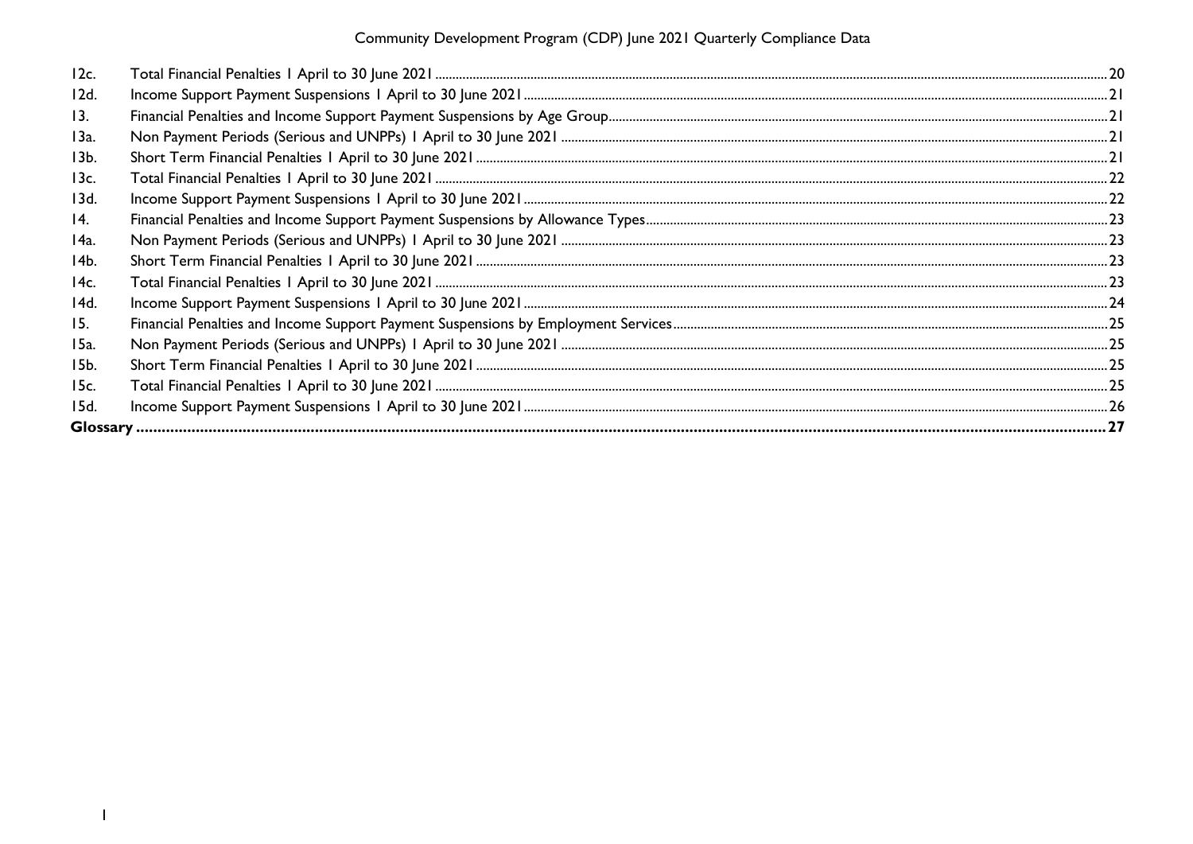| | | |
|---|---|---|
| 12c. | Total Financial Penalties 1 April to 30 June 2021 | 20 |
| 12d. | Income Support Payment Suspensions 1 April to 30 June 2021 | 21 |
| 13. | Financial Penalties and Income Support Payment Suspensions by Age Group | 21 |
| 13a. | Non Payment Periods (Serious and UNPPs) 1 April to 30 June 2021 | 21 |
| 13b. | Short Term Financial Penalties 1 April to 30 June 2021 | 21 |
| 13c. | Total Financial Penalties 1 April to 30 June 2021 | 22 |
| 13d. | Income Support Payment Suspensions 1 April to 30 June 2021 | 22 |
| 14. | Financial Penalties and Income Support Payment Suspensions by Allowance Types | 23 |
| 14a. | Non Payment Periods (Serious and UNPPs) 1 April to 30 June 2021 | 23 |
| 14b. | Short Term Financial Penalties 1 April to 30 June 2021 | 23 |
| 14c. | Total Financial Penalties 1 April to 30 June 2021 | 23 |
| 14d. | Income Support Payment Suspensions 1 April to 30 June 2021 | 24 |
| 15. | Financial Penalties and Income Support Payment Suspensions by Employment Services | 25 |
| 15a. | Non Payment Periods (Serious and UNPPs) 1 April to 30 June 2021 | 25 |
| 15b. | Short Term Financial Penalties 1 April to 30 June 2021 | 25 |
| 15c. | Total Financial Penalties 1 April to 30 June 2021 | 25 |
| 15d. | Income Support Payment Suspensions 1 April to 30 June 2021 | 26 |
| **Glossary** | | **27** |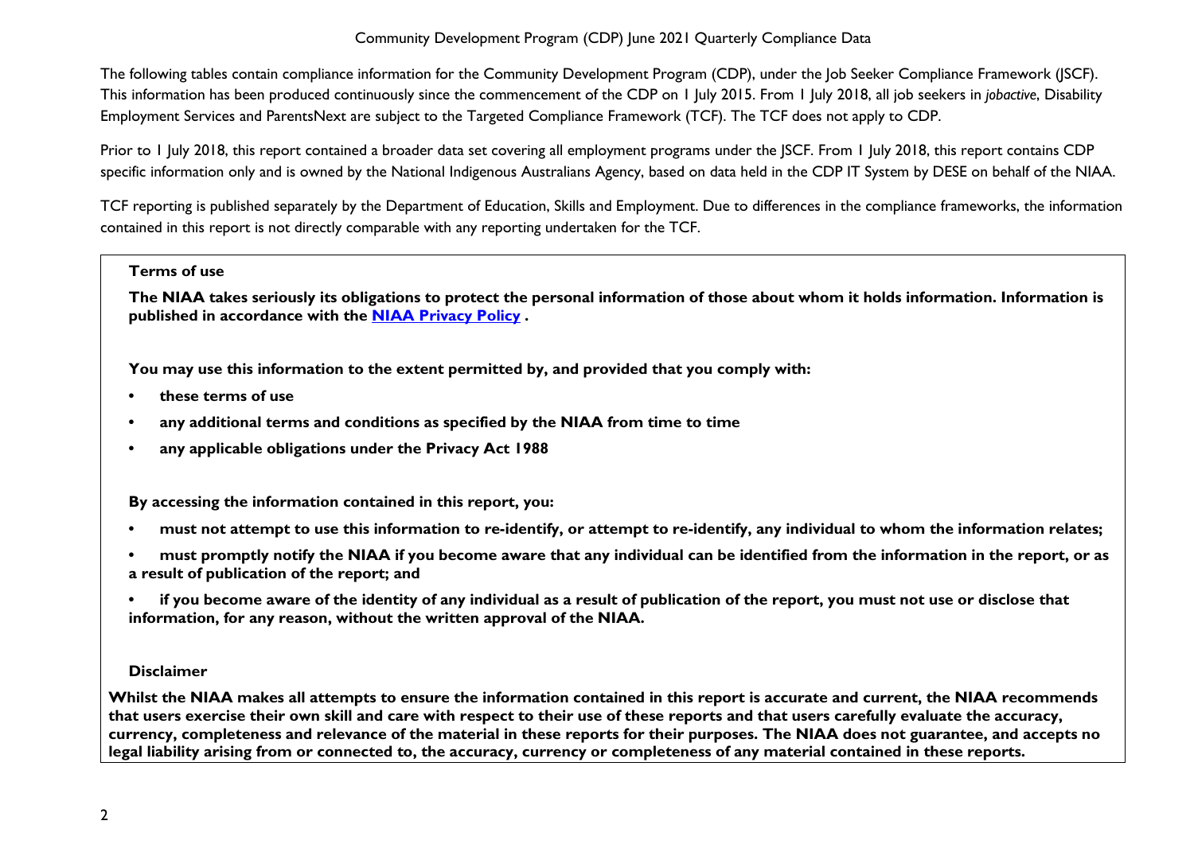The following tables contain compliance information for the Community Development Program (CDP), under the Job Seeker Compliance Framework (JSCF). This information has been produced continuously since the commencement of the CDP on 1 July 2015. From 1 July 2018, all job seekers in *jobactive*, Disability Employment Services and ParentsNext are subject to the Targeted Compliance Framework (TCF). The TCF does not apply to CDP.

Prior to 1 July 2018, this report contained a broader data set covering all employment programs under the JSCF. From 1 July 2018, this report contains CDP specific information only and is owned by the National Indigenous Australians Agency, based on data held in the CDP IT System by DESE on behalf of the NIAA.

TCF reporting is published separately by the Department of Education, Skills and Employment. Due to differences in the compliance frameworks, the information contained in this report is not directly comparable with any reporting undertaken for the TCF.

**Terms of use**

**The NIAA takes seriously its obligations to protect the personal information of those about whom it holds information. Information is published in accordance with the [NIAA Privacy Policy](NIAA Privacy Policy) .**

**You may use this information to the extent permitted by, and provided that you comply with:**

- **these terms of use**
- **any additional terms and conditions as specified by the NIAA from time to time**
- **any applicable obligations under the Privacy Act 1988**

**By accessing the information contained in this report, you:**

- **must not attempt to use this information to re-identify, or attempt to re-identify, any individual to whom the information relates;**
- **must promptly notify the NIAA if you become aware that any individual can be identified from the information in the report, or as a result of publication of the report; and**
- **if you become aware of the identity of any individual as a result of publication of the report, you must not use or disclose that information, for any reason, without the written approval of the NIAA.**

**Disclaimer**

**Whilst the NIAA makes all attempts to ensure the information contained in this report is accurate and current, the NIAA recommends that users exercise their own skill and care with respect to their use of these reports and that users carefully evaluate the accuracy, currency, completeness and relevance of the material in these reports for their purposes. The NIAA does not guarantee, and accepts no legal liability arising from or connected to, the accuracy, currency or completeness of any material contained in these reports.**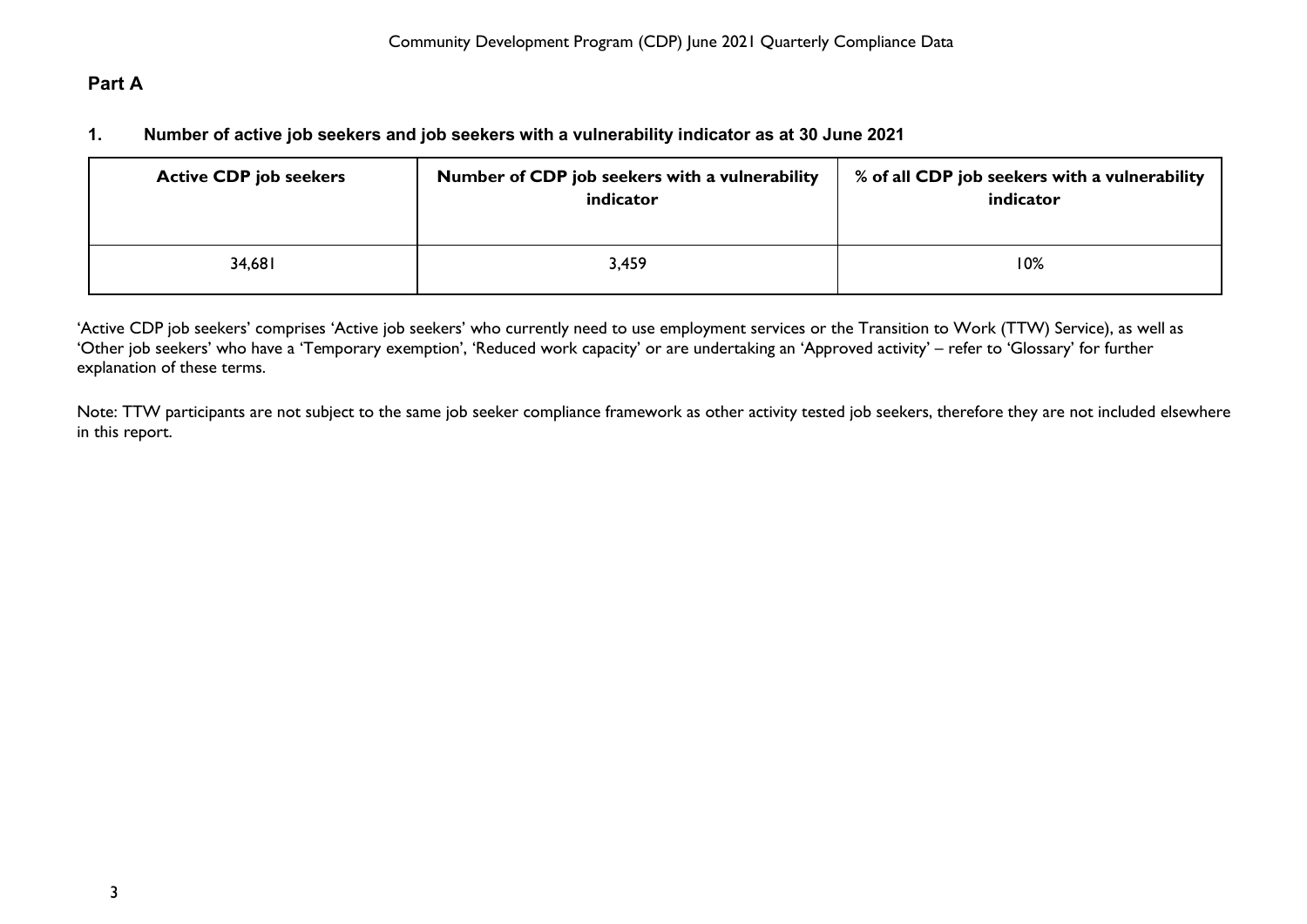## Part A

### 1. Number of active job seekers and job seekers with a vulnerability indicator as at 30 June 2021

| Active CDP job seekers | Number of CDP job seekers with a vulnerability indicator | % of all CDP job seekers with a vulnerability indicator |
|---|---|---|
| 34,681 | 3,459 | 10% |

'Active CDP job seekers' comprises 'Active job seekers' who currently need to use employment services or the Transition to Work (TTW) Service), as well as 'Other job seekers' who have a 'Temporary exemption', 'Reduced work capacity' or are undertaking an 'Approved activity' – refer to 'Glossary' for further explanation of these terms.

Note: TTW participants are not subject to the same job seeker compliance framework as other activity tested job seekers, therefore they are not included elsewhere in this report.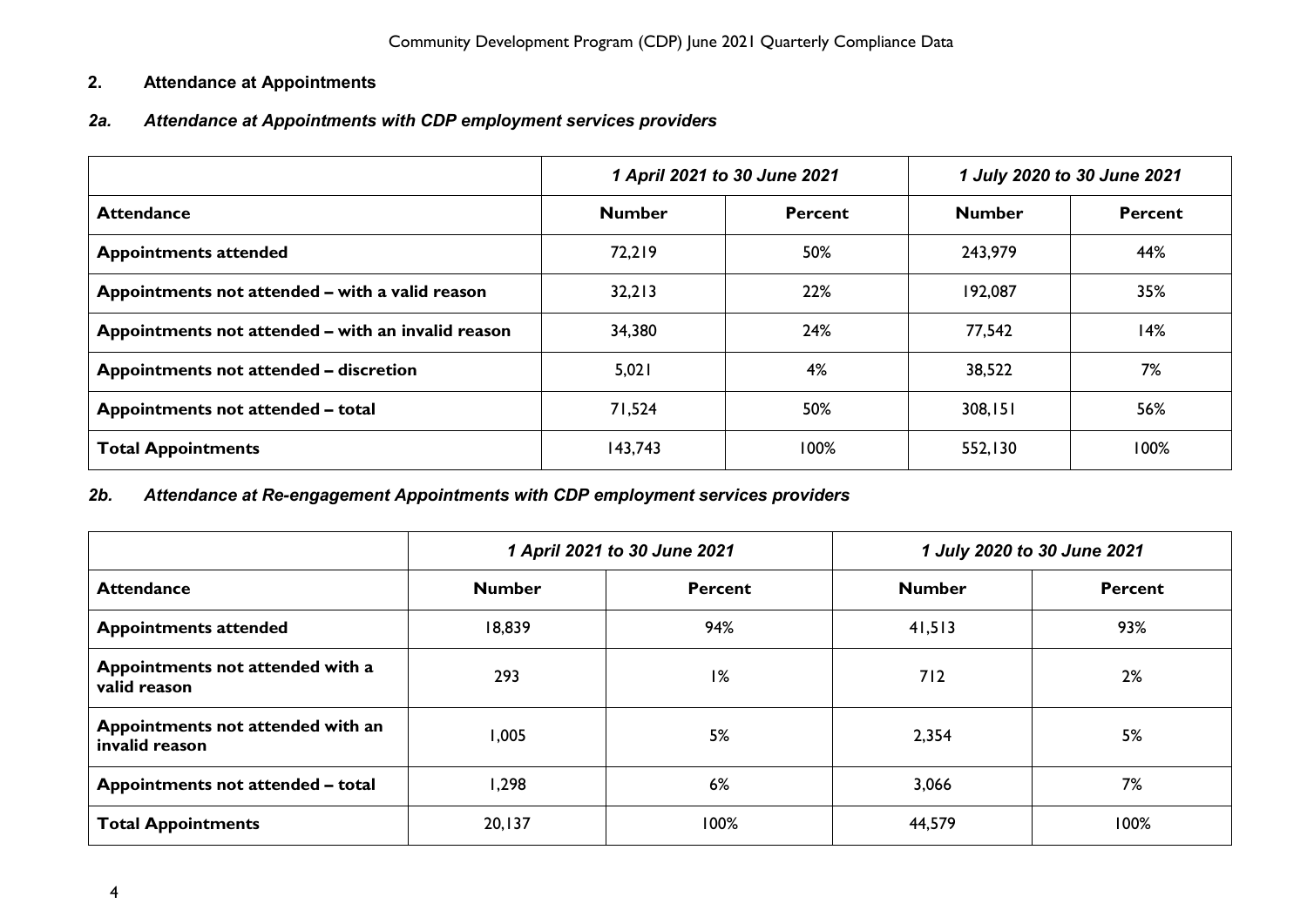## 2. Attendance at Appointments

### *2a. Attendance at Appointments with CDP employment services providers*

| | *1 April 2021 to 30 June 2021* | | *1 July 2020 to 30 June 2021* | |
|---|---|---|---|---|
| **Attendance** | **Number** | **Percent** | **Number** | **Percent** |
| **Appointments attended** | 72,219 | 50% | 243,979 | 44% |
| **Appointments not attended – with a valid reason** | 32,213 | 22% | 192,087 | 35% |
| **Appointments not attended – with an invalid reason** | 34,380 | 24% | 77,542 | 14% |
| **Appointments not attended – discretion** | 5,021 | 4% | 38,522 | 7% |
| **Appointments not attended – total** | 71,524 | 50% | 308,151 | 56% |
| **Total Appointments** | 143,743 | 100% | 552,130 | 100% |

### *2b. Attendance at Re-engagement Appointments with CDP employment services providers*

| | *1 April 2021 to 30 June 2021* | | *1 July 2020 to 30 June 2021* | |
|---|---|---|---|---|
| **Attendance** | **Number** | **Percent** | **Number** | **Percent** |
| **Appointments attended** | 18,839 | 94% | 41,513 | 93% |
| **Appointments not attended with a valid reason** | 293 | 1% | 712 | 2% |
| **Appointments not attended with an invalid reason** | 1,005 | 5% | 2,354 | 5% |
| **Appointments not attended – total** | 1,298 | 6% | 3,066 | 7% |
| **Total Appointments** | 20,137 | 100% | 44,579 | 100% |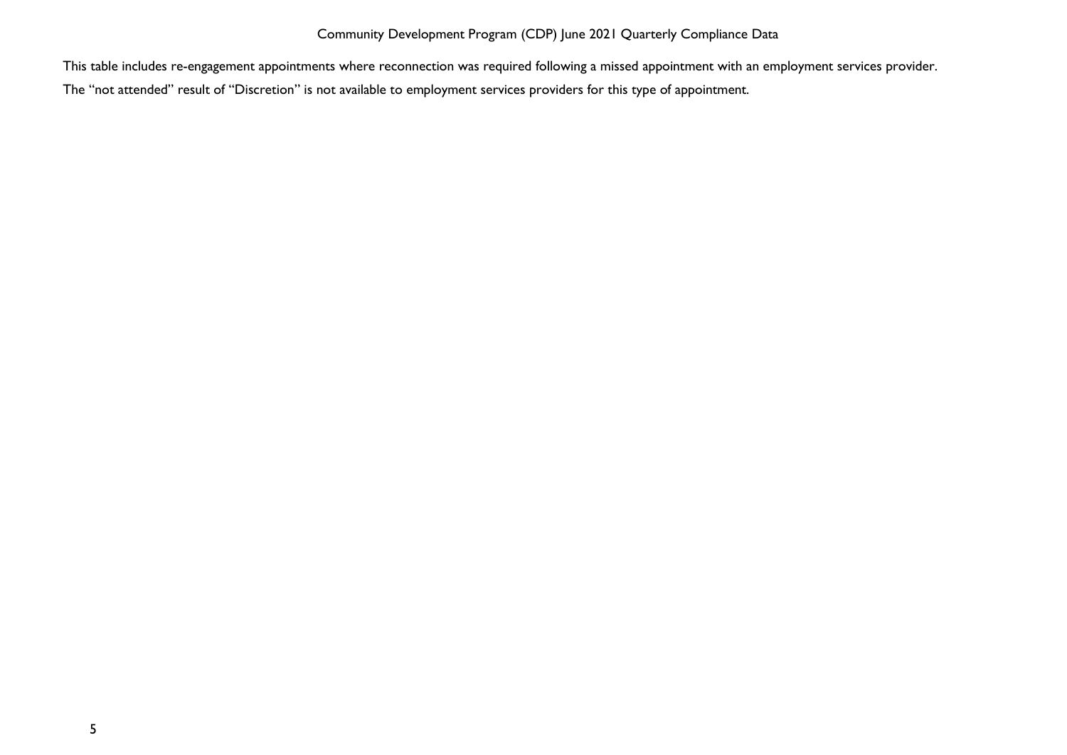This table includes re-engagement appointments where reconnection was required following a missed appointment with an employment services provider.

The “not attended” result of “Discretion” is not available to employment services providers for this type of appointment.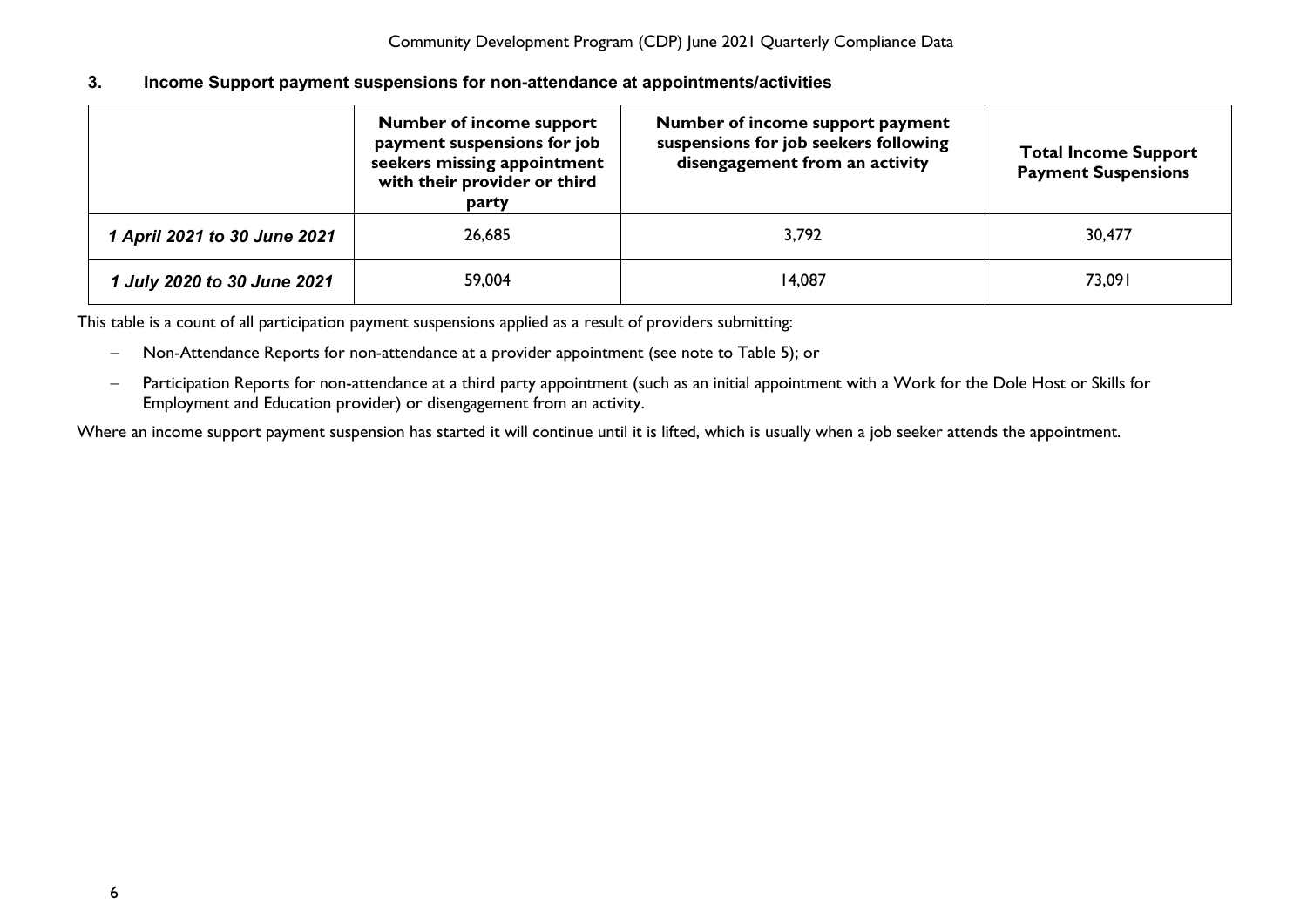## 3. Income Support payment suspensions for non-attendance at appointments/activities

| | Number of income support payment suspensions for job seekers missing appointment with their provider or third party | Number of income support payment suspensions for job seekers following disengagement from an activity | Total Income Support Payment Suspensions |
|---|---|---|---|
| *1 April 2021 to 30 June 2021* | 26,685 | 3,792 | 30,477 |
| *1 July 2020 to 30 June 2021* | 59,004 | 14,087 | 73,091 |

This table is a count of all participation payment suspensions applied as a result of providers submitting:

- Non-Attendance Reports for non-attendance at a provider appointment (see note to Table 5); or
- Participation Reports for non-attendance at a third party appointment (such as an initial appointment with a Work for the Dole Host or Skills for Employment and Education provider) or disengagement from an activity.

Where an income support payment suspension has started it will continue until it is lifted, which is usually when a job seeker attends the appointment.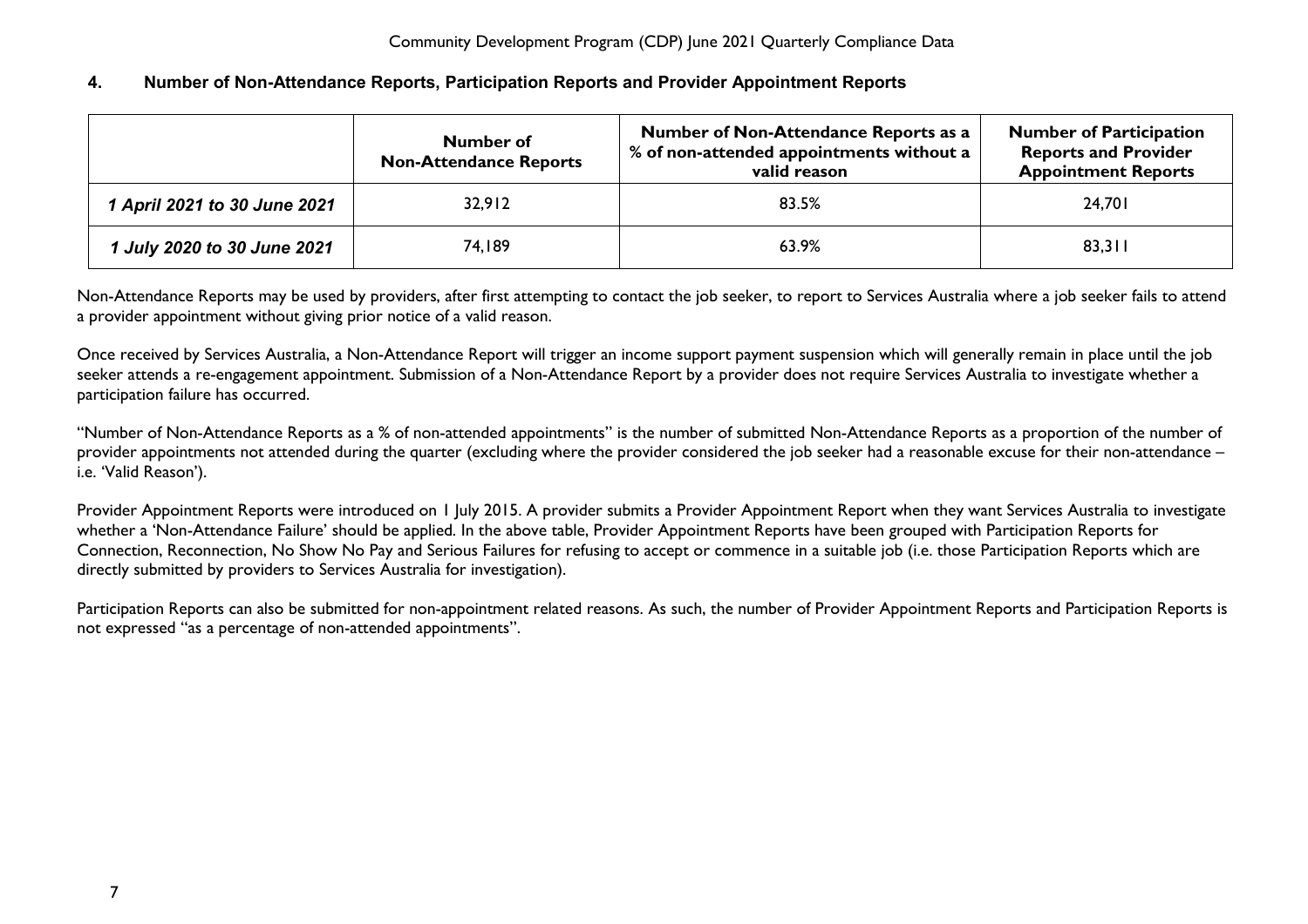## 4. Number of Non-Attendance Reports, Participation Reports and Provider Appointment Reports

| | Number of Non-Attendance Reports | Number of Non-Attendance Reports as a % of non-attended appointments without a valid reason | Number of Participation Reports and Provider Appointment Reports |
|---|---|---|---|
| *1 April 2021 to 30 June 2021* | 32,912 | 83.5% | 24,701 |
| *1 July 2020 to 30 June 2021* | 74,189 | 63.9% | 83,311 |

Non-Attendance Reports may be used by providers, after first attempting to contact the job seeker, to report to Services Australia where a job seeker fails to attend a provider appointment without giving prior notice of a valid reason.

Once received by Services Australia, a Non-Attendance Report will trigger an income support payment suspension which will generally remain in place until the job seeker attends a re-engagement appointment. Submission of a Non-Attendance Report by a provider does not require Services Australia to investigate whether a participation failure has occurred.

"Number of Non-Attendance Reports as a % of non-attended appointments" is the number of submitted Non-Attendance Reports as a proportion of the number of provider appointments not attended during the quarter (excluding where the provider considered the job seeker had a reasonable excuse for their non-attendance – i.e. 'Valid Reason').

Provider Appointment Reports were introduced on 1 July 2015. A provider submits a Provider Appointment Report when they want Services Australia to investigate whether a 'Non-Attendance Failure' should be applied. In the above table, Provider Appointment Reports have been grouped with Participation Reports for Connection, Reconnection, No Show No Pay and Serious Failures for refusing to accept or commence in a suitable job (i.e. those Participation Reports which are directly submitted by providers to Services Australia for investigation).

Participation Reports can also be submitted for non-appointment related reasons. As such, the number of Provider Appointment Reports and Participation Reports is not expressed "as a percentage of non-attended appointments".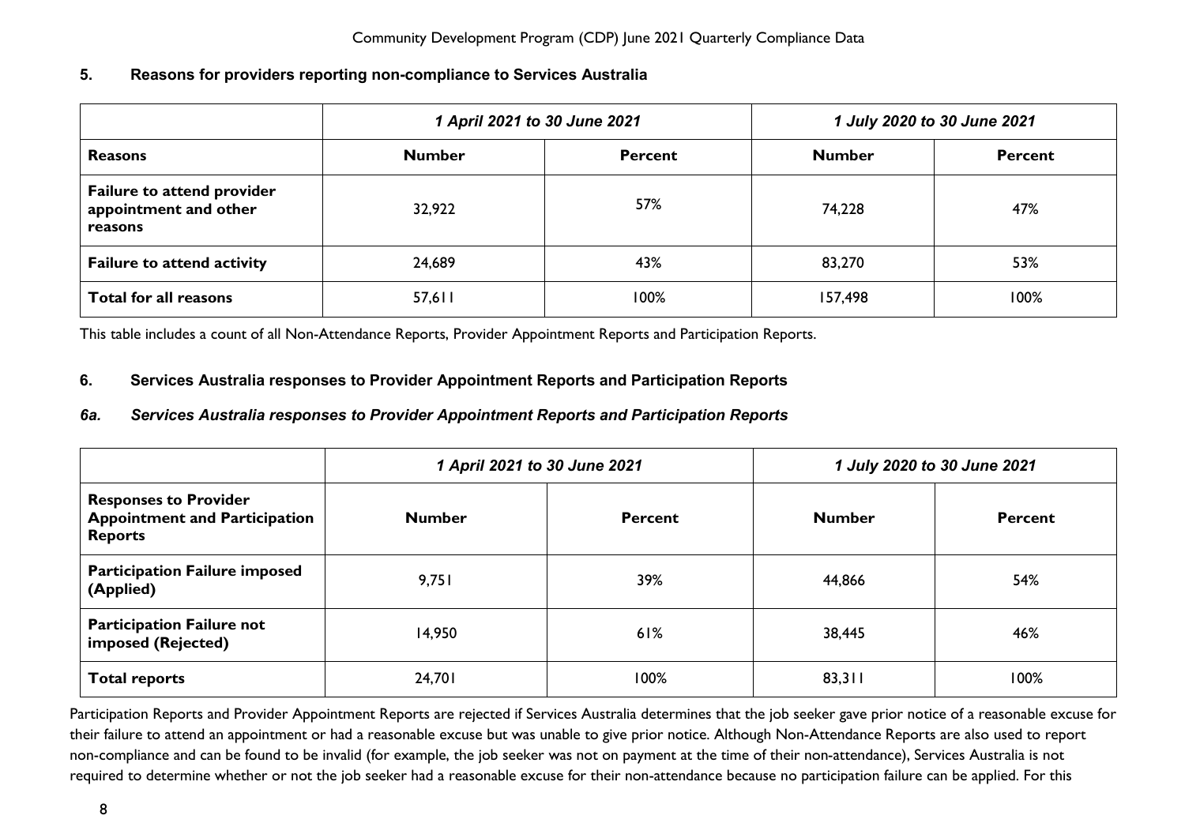## 5. Reasons for providers reporting non-compliance to Services Australia

| | *1 April 2021 to 30 June 2021* | | *1 July 2020 to 30 June 2021* | |
|---|---|---|---|---|
| **Reasons** | **Number** | **Percent** | **Number** | **Percent** |
| **Failure to attend provider appointment and other reasons** | 32,922 | 57% | 74,228 | 47% |
| **Failure to attend activity** | 24,689 | 43% | 83,270 | 53% |
| **Total for all reasons** | 57,611 | 100% | 157,498 | 100% |

This table includes a count of all Non-Attendance Reports, Provider Appointment Reports and Participation Reports.

## 6. Services Australia responses to Provider Appointment Reports and Participation Reports

### *6a. Services Australia responses to Provider Appointment Reports and Participation Reports*

| | *1 April 2021 to 30 June 2021* | | *1 July 2020 to 30 June 2021* | |
|---|---|---|---|---|
| **Responses to Provider Appointment and Participation Reports** | **Number** | **Percent** | **Number** | **Percent** |
| **Participation Failure imposed (Applied)** | 9,751 | 39% | 44,866 | 54% |
| **Participation Failure not imposed (Rejected)** | 14,950 | 61% | 38,445 | 46% |
| **Total reports** | 24,701 | 100% | 83,311 | 100% |

Participation Reports and Provider Appointment Reports are rejected if Services Australia determines that the job seeker gave prior notice of a reasonable excuse for their failure to attend an appointment or had a reasonable excuse but was unable to give prior notice. Although Non-Attendance Reports are also used to report non-compliance and can be found to be invalid (for example, the job seeker was not on payment at the time of their non-attendance), Services Australia is not required to determine whether or not the job seeker had a reasonable excuse for their non-attendance because no participation failure can be applied. For this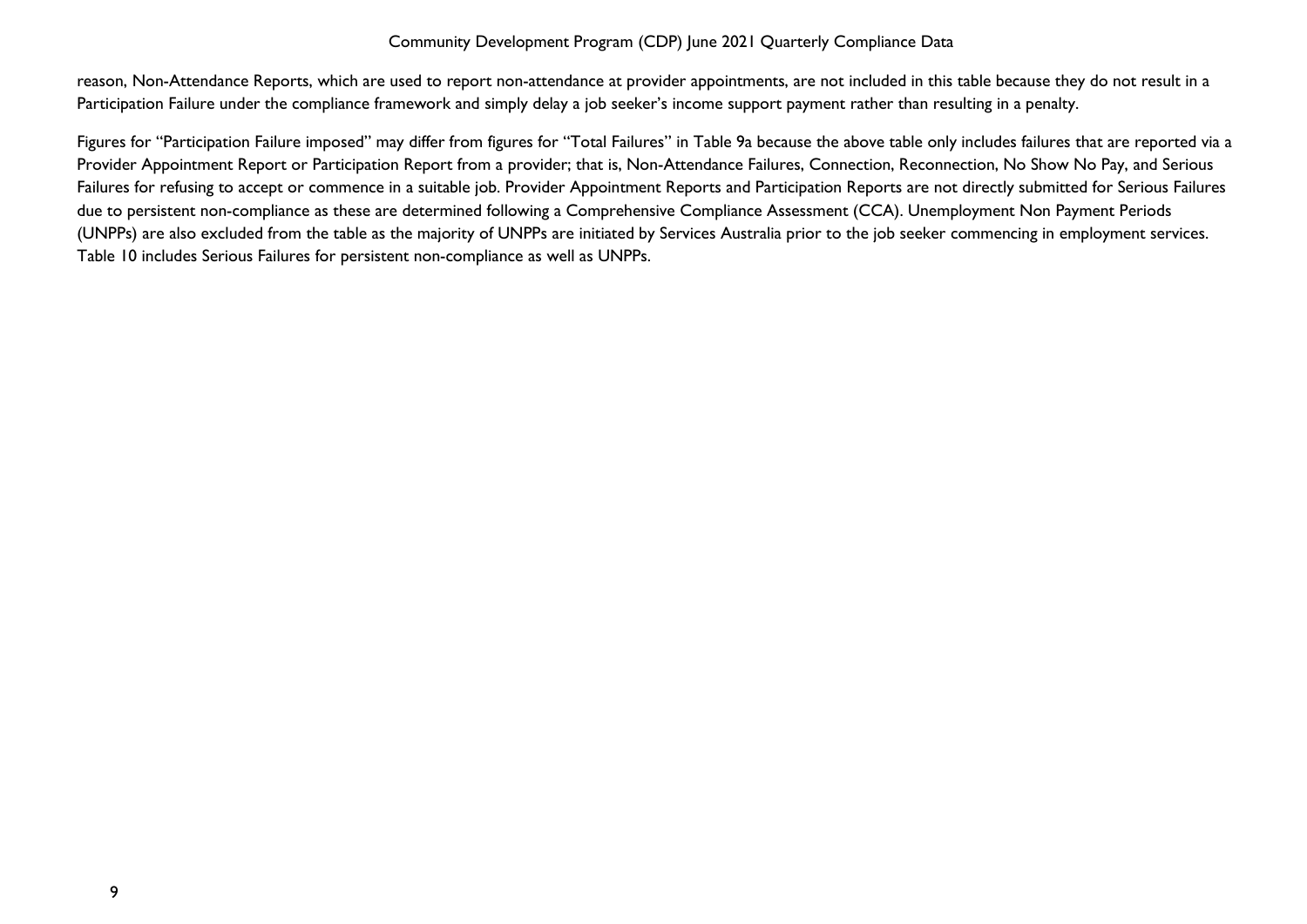reason, Non-Attendance Reports, which are used to report non-attendance at provider appointments, are not included in this table because they do not result in a Participation Failure under the compliance framework and simply delay a job seeker's income support payment rather than resulting in a penalty.

Figures for "Participation Failure imposed" may differ from figures for "Total Failures" in Table 9a because the above table only includes failures that are reported via a Provider Appointment Report or Participation Report from a provider; that is, Non-Attendance Failures, Connection, Reconnection, No Show No Pay, and Serious Failures for refusing to accept or commence in a suitable job. Provider Appointment Reports and Participation Reports are not directly submitted for Serious Failures due to persistent non-compliance as these are determined following a Comprehensive Compliance Assessment (CCA). Unemployment Non Payment Periods (UNPPs) are also excluded from the table as the majority of UNPPs are initiated by Services Australia prior to the job seeker commencing in employment services. Table 10 includes Serious Failures for persistent non-compliance as well as UNPPs.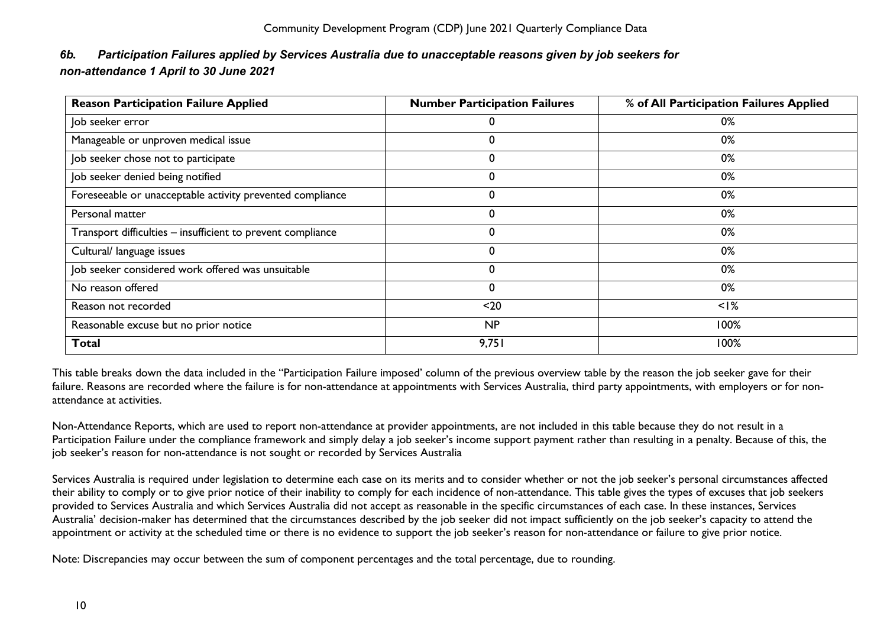### *6b. Participation Failures applied by Services Australia due to unacceptable reasons given by job seekers for non-attendance 1 April to 30 June 2021*

| Reason Participation Failure Applied | Number Participation Failures | % of All Participation Failures Applied |
|---|---|---|
| Job seeker error | 0 | 0% |
| Manageable or unproven medical issue | 0 | 0% |
| Job seeker chose not to participate | 0 | 0% |
| Job seeker denied being notified | 0 | 0% |
| Foreseeable or unacceptable activity prevented compliance | 0 | 0% |
| Personal matter | 0 | 0% |
| Transport difficulties – insufficient to prevent compliance | 0 | 0% |
| Cultural/ language issues | 0 | 0% |
| Job seeker considered work offered was unsuitable | 0 | 0% |
| No reason offered | 0 | 0% |
| Reason not recorded | <20 | <1% |
| Reasonable excuse but no prior notice | NP | 100% |
| **Total** | 9,751 | 100% |

This table breaks down the data included in the "Participation Failure imposed' column of the previous overview table by the reason the job seeker gave for their failure. Reasons are recorded where the failure is for non-attendance at appointments with Services Australia, third party appointments, with employers or for non-attendance at activities.

Non-Attendance Reports, which are used to report non-attendance at provider appointments, are not included in this table because they do not result in a Participation Failure under the compliance framework and simply delay a job seeker's income support payment rather than resulting in a penalty. Because of this, the job seeker's reason for non-attendance is not sought or recorded by Services Australia

Services Australia is required under legislation to determine each case on its merits and to consider whether or not the job seeker's personal circumstances affected their ability to comply or to give prior notice of their inability to comply for each incidence of non-attendance. This table gives the types of excuses that job seekers provided to Services Australia and which Services Australia did not accept as reasonable in the specific circumstances of each case. In these instances, Services Australia' decision-maker has determined that the circumstances described by the job seeker did not impact sufficiently on the job seeker's capacity to attend the appointment or activity at the scheduled time or there is no evidence to support the job seeker's reason for non-attendance or failure to give prior notice.

Note: Discrepancies may occur between the sum of component percentages and the total percentage, due to rounding.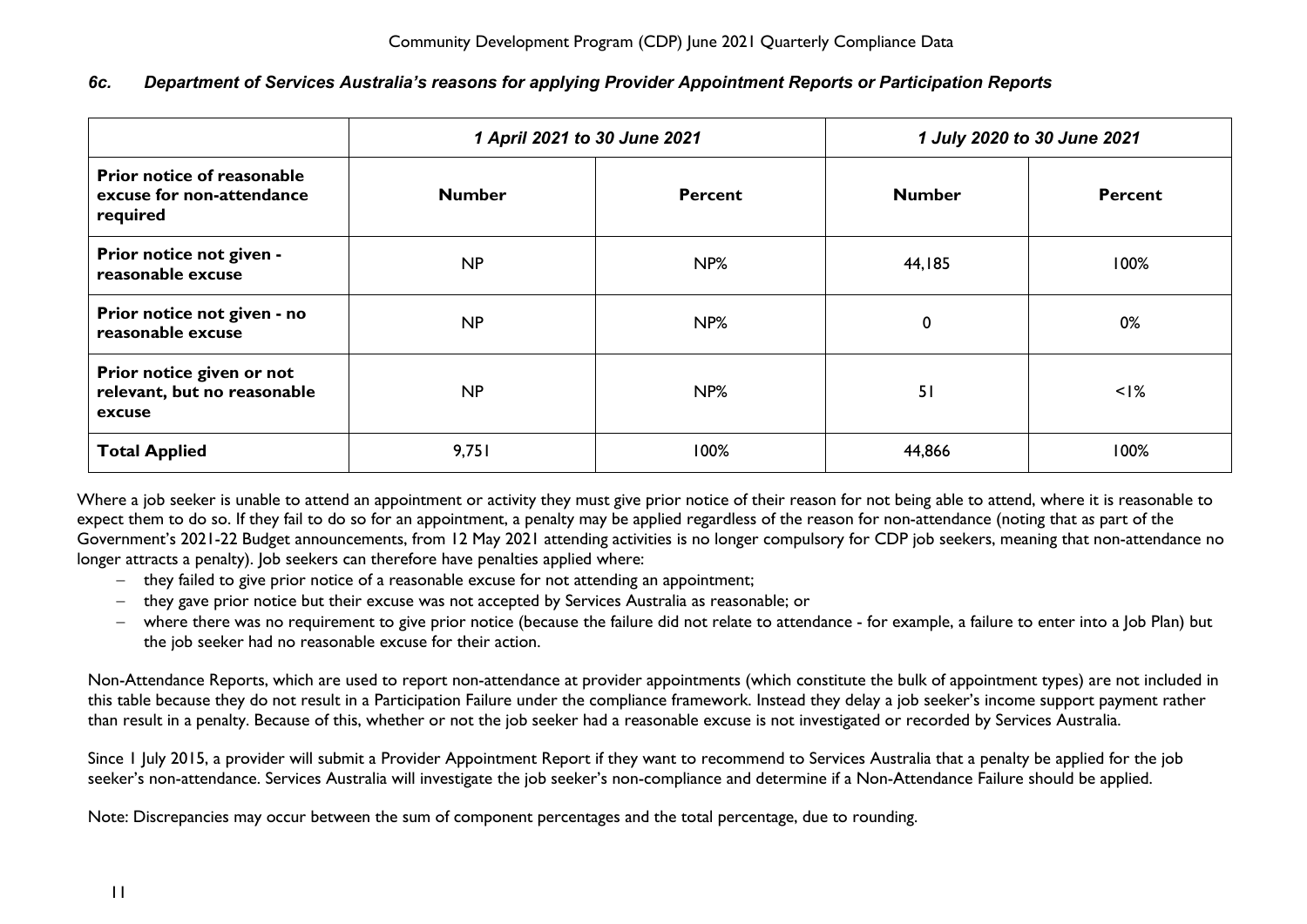### *6c. Department of Services Australia's reasons for applying Provider Appointment Reports or Participation Reports*

| | *1 April 2021 to 30 June 2021* | | *1 July 2020 to 30 June 2021* | |
|---|---|---|---|---|
| **Prior notice of reasonable excuse for non-attendance required** | **Number** | **Percent** | **Number** | **Percent** |
| **Prior notice not given - reasonable excuse** | NP | NP% | 44,185 | 100% |
| **Prior notice not given - no reasonable excuse** | NP | NP% | 0 | 0% |
| **Prior notice given or not relevant, but no reasonable excuse** | NP | NP% | 51 | <1% |
| **Total Applied** | 9,751 | 100% | 44,866 | 100% |

Where a job seeker is unable to attend an appointment or activity they must give prior notice of their reason for not being able to attend, where it is reasonable to expect them to do so. If they fail to do so for an appointment, a penalty may be applied regardless of the reason for non-attendance (noting that as part of the Government's 2021-22 Budget announcements, from 12 May 2021 attending activities is no longer compulsory for CDP job seekers, meaning that non-attendance no longer attracts a penalty). Job seekers can therefore have penalties applied where:

- they failed to give prior notice of a reasonable excuse for not attending an appointment;
- they gave prior notice but their excuse was not accepted by Services Australia as reasonable; or
- where there was no requirement to give prior notice (because the failure did not relate to attendance - for example, a failure to enter into a Job Plan) but the job seeker had no reasonable excuse for their action.

Non-Attendance Reports, which are used to report non-attendance at provider appointments (which constitute the bulk of appointment types) are not included in this table because they do not result in a Participation Failure under the compliance framework. Instead they delay a job seeker's income support payment rather than result in a penalty. Because of this, whether or not the job seeker had a reasonable excuse is not investigated or recorded by Services Australia.

Since 1 July 2015, a provider will submit a Provider Appointment Report if they want to recommend to Services Australia that a penalty be applied for the job seeker's non-attendance. Services Australia will investigate the job seeker's non-compliance and determine if a Non-Attendance Failure should be applied.

Note: Discrepancies may occur between the sum of component percentages and the total percentage, due to rounding.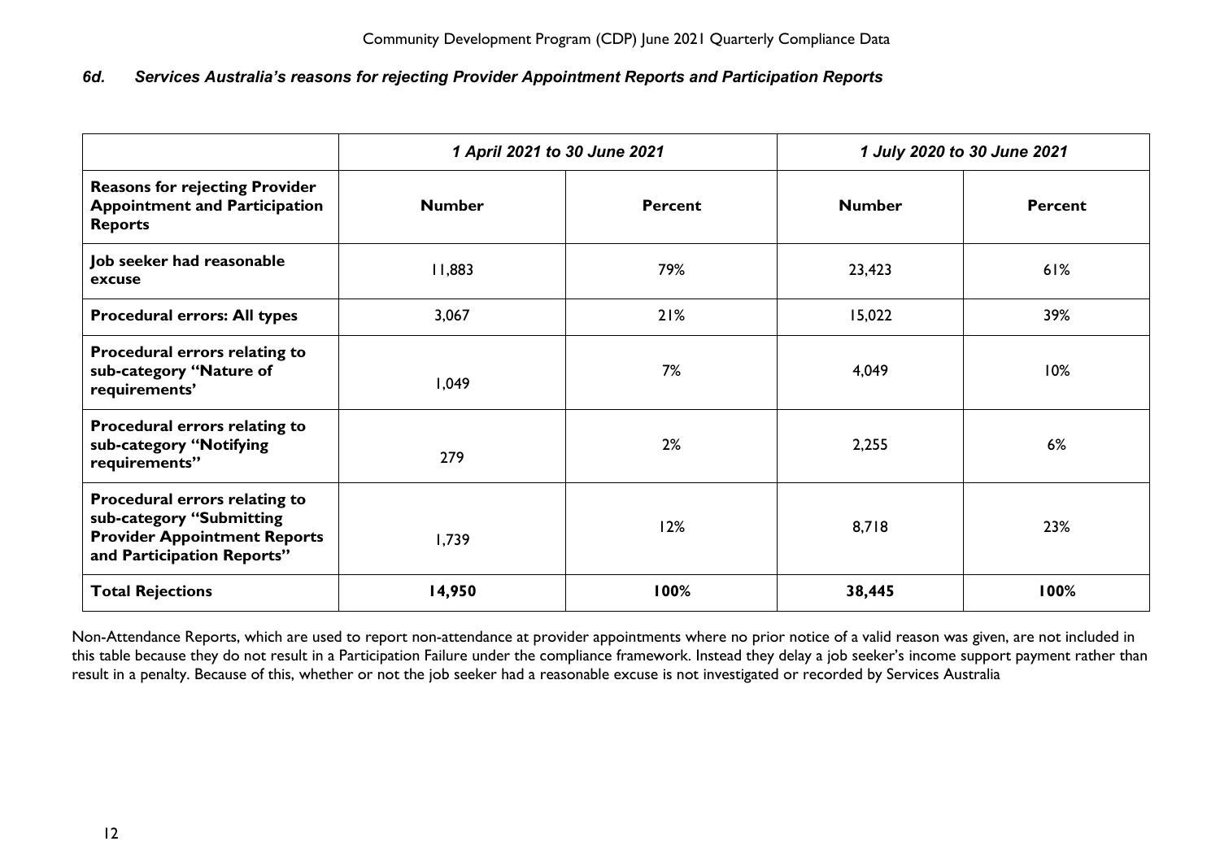### *6d. Services Australia's reasons for rejecting Provider Appointment Reports and Participation Reports*

| | *1 April 2021 to 30 June 2021* | | *1 July 2020 to 30 June 2021* | |
|---|---|---|---|---|
| **Reasons for rejecting Provider Appointment and Participation Reports** | **Number** | **Percent** | **Number** | **Percent** |
| **Job seeker had reasonable excuse** | 11,883 | 79% | 23,423 | 61% |
| **Procedural errors: All types** | 3,067 | 21% | 15,022 | 39% |
| **Procedural errors relating to sub-category "Nature of requirements'** | 1,049 | 7% | 4,049 | 10% |
| **Procedural errors relating to sub-category "Notifying requirements"** | 279 | 2% | 2,255 | 6% |
| **Procedural errors relating to sub-category "Submitting Provider Appointment Reports and Participation Reports"** | 1,739 | 12% | 8,718 | 23% |
| **Total Rejections** | **14,950** | **100%** | **38,445** | **100%** |

Non-Attendance Reports, which are used to report non-attendance at provider appointments where no prior notice of a valid reason was given, are not included in this table because they do not result in a Participation Failure under the compliance framework. Instead they delay a job seeker's income support payment rather than result in a penalty. Because of this, whether or not the job seeker had a reasonable excuse is not investigated or recorded by Services Australia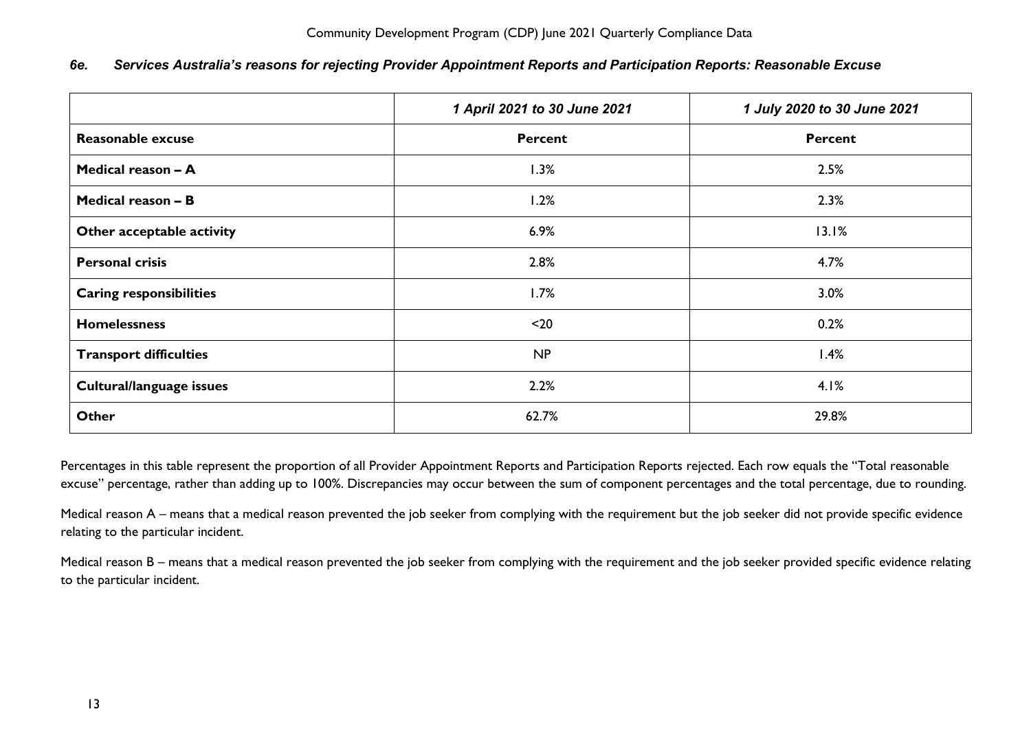### *6e. Services Australia's reasons for rejecting Provider Appointment Reports and Participation Reports: Reasonable Excuse*

| | *1 April 2021 to 30 June 2021* | *1 July 2020 to 30 June 2021* |
|---|---|---|
| **Reasonable excuse** | **Percent** | **Percent** |
| **Medical reason – A** | 1.3% | 2.5% |
| **Medical reason – B** | 1.2% | 2.3% |
| **Other acceptable activity** | 6.9% | 13.1% |
| **Personal crisis** | 2.8% | 4.7% |
| **Caring responsibilities** | 1.7% | 3.0% |
| **Homelessness** | <20 | 0.2% |
| **Transport difficulties** | NP | 1.4% |
| **Cultural/language issues** | 2.2% | 4.1% |
| **Other** | 62.7% | 29.8% |

Percentages in this table represent the proportion of all Provider Appointment Reports and Participation Reports rejected. Each row equals the "Total reasonable excuse" percentage, rather than adding up to 100%. Discrepancies may occur between the sum of component percentages and the total percentage, due to rounding.

Medical reason A – means that a medical reason prevented the job seeker from complying with the requirement but the job seeker did not provide specific evidence relating to the particular incident.

Medical reason B – means that a medical reason prevented the job seeker from complying with the requirement and the job seeker provided specific evidence relating to the particular incident.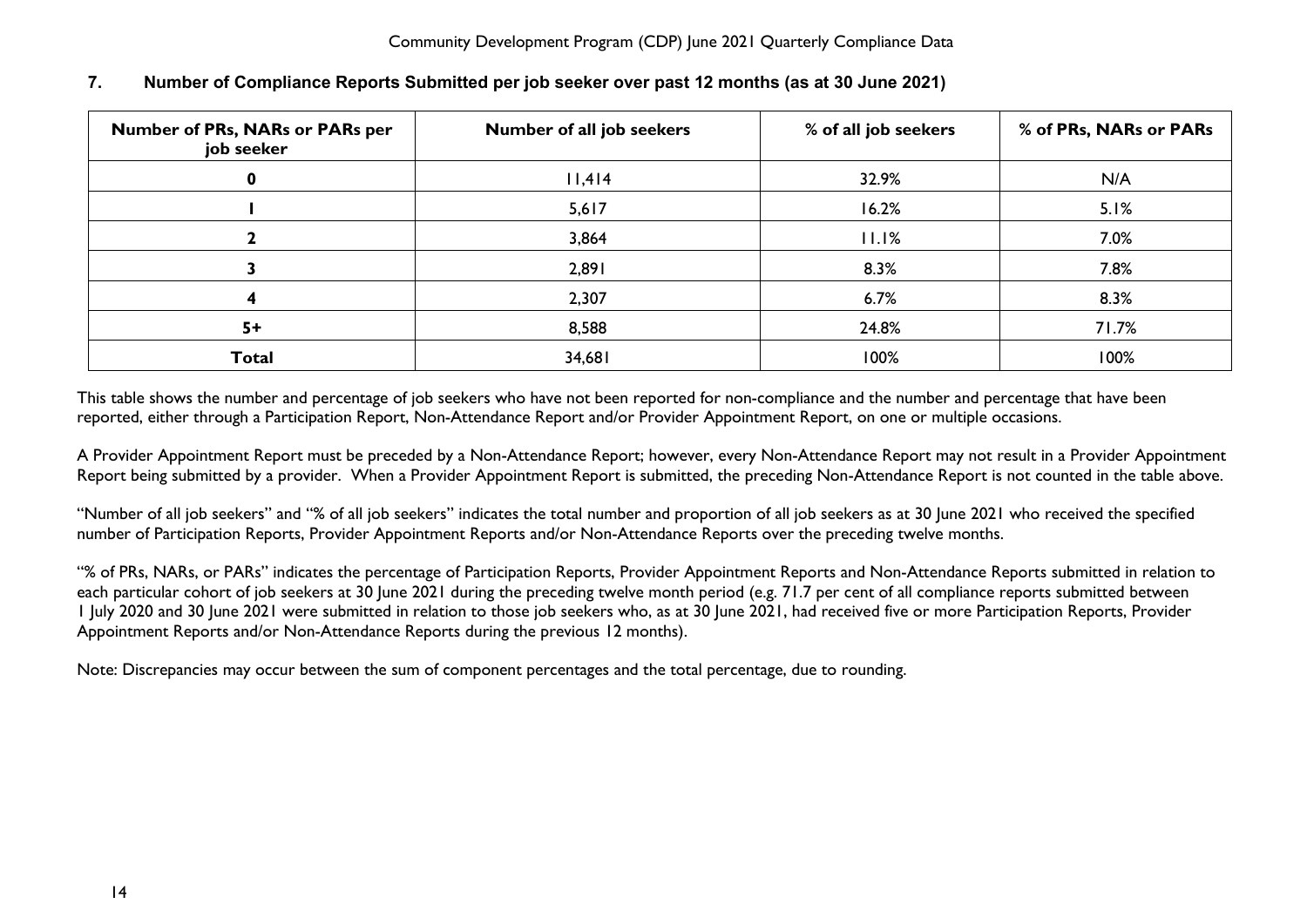## 7. Number of Compliance Reports Submitted per job seeker over past 12 months (as at 30 June 2021)

| Number of PRs, NARs or PARs per job seeker | Number of all job seekers | % of all job seekers | % of PRs, NARs or PARs |
|---|---|---|---|
| 0 | 11,414 | 32.9% | N/A |
| 1 | 5,617 | 16.2% | 5.1% |
| 2 | 3,864 | 11.1% | 7.0% |
| 3 | 2,891 | 8.3% | 7.8% |
| 4 | 2,307 | 6.7% | 8.3% |
| 5+ | 8,588 | 24.8% | 71.7% |
| **Total** | 34,681 | 100% | 100% |

This table shows the number and percentage of job seekers who have not been reported for non-compliance and the number and percentage that have been reported, either through a Participation Report, Non-Attendance Report and/or Provider Appointment Report, on one or multiple occasions.

A Provider Appointment Report must be preceded by a Non-Attendance Report; however, every Non-Attendance Report may not result in a Provider Appointment Report being submitted by a provider. When a Provider Appointment Report is submitted, the preceding Non-Attendance Report is not counted in the table above.

"Number of all job seekers" and "% of all job seekers" indicates the total number and proportion of all job seekers as at 30 June 2021 who received the specified number of Participation Reports, Provider Appointment Reports and/or Non-Attendance Reports over the preceding twelve months.

"% of PRs, NARs, or PARs" indicates the percentage of Participation Reports, Provider Appointment Reports and Non-Attendance Reports submitted in relation to each particular cohort of job seekers at 30 June 2021 during the preceding twelve month period (e.g. 71.7 per cent of all compliance reports submitted between 1 July 2020 and 30 June 2021 were submitted in relation to those job seekers who, as at 30 June 2021, had received five or more Participation Reports, Provider Appointment Reports and/or Non-Attendance Reports during the previous 12 months).

Note: Discrepancies may occur between the sum of component percentages and the total percentage, due to rounding.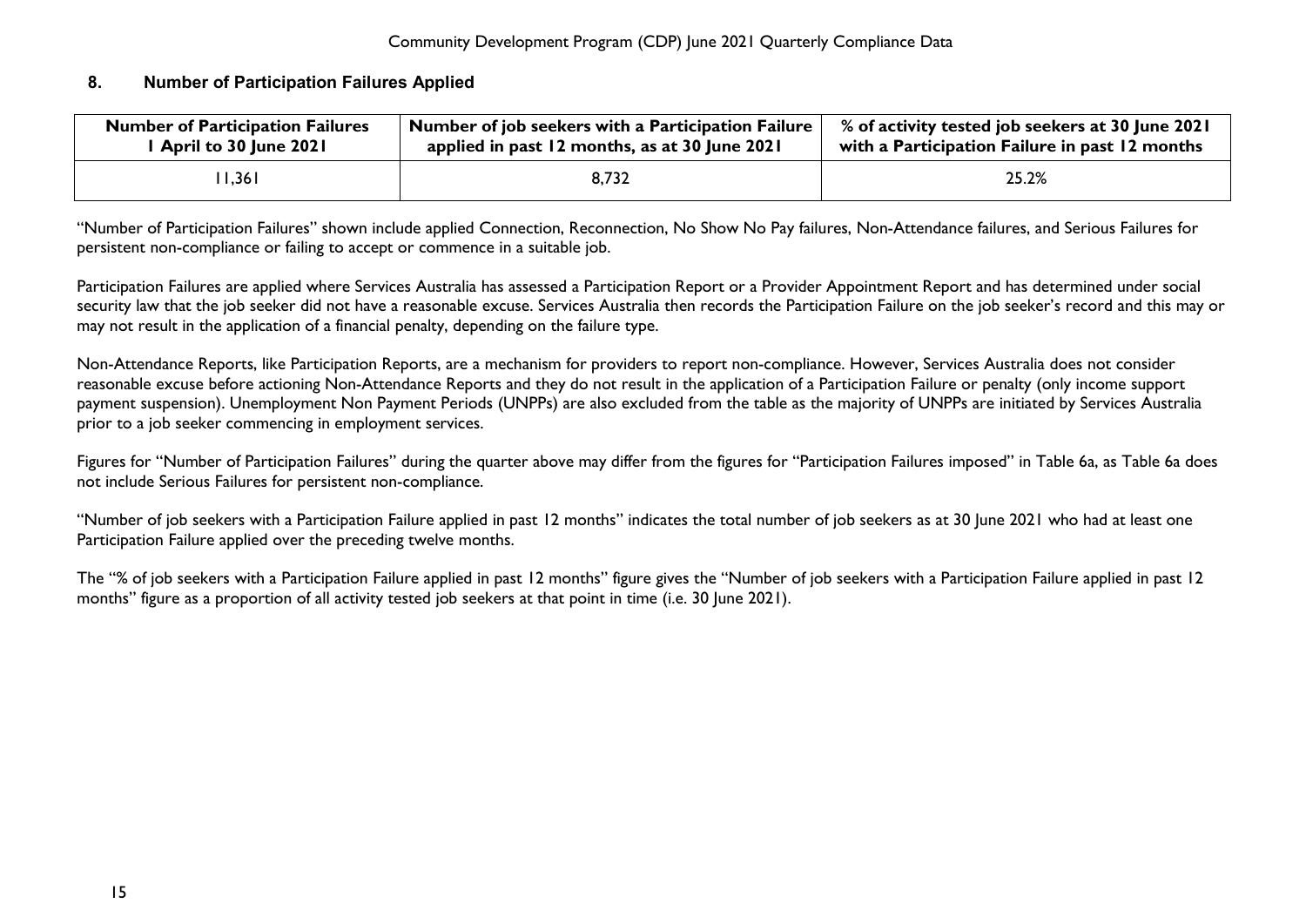## 8. Number of Participation Failures Applied

| Number of Participation Failures 1 April to 30 June 2021 | Number of job seekers with a Participation Failure applied in past 12 months, as at 30 June 2021 | % of activity tested job seekers at 30 June 2021 with a Participation Failure in past 12 months |
|---|---|---|
| 11,361 | 8,732 | 25.2% |

"Number of Participation Failures" shown include applied Connection, Reconnection, No Show No Pay failures, Non-Attendance failures, and Serious Failures for persistent non-compliance or failing to accept or commence in a suitable job.

Participation Failures are applied where Services Australia has assessed a Participation Report or a Provider Appointment Report and has determined under social security law that the job seeker did not have a reasonable excuse. Services Australia then records the Participation Failure on the job seeker's record and this may or may not result in the application of a financial penalty, depending on the failure type.

Non-Attendance Reports, like Participation Reports, are a mechanism for providers to report non-compliance. However, Services Australia does not consider reasonable excuse before actioning Non-Attendance Reports and they do not result in the application of a Participation Failure or penalty (only income support payment suspension). Unemployment Non Payment Periods (UNPPs) are also excluded from the table as the majority of UNPPs are initiated by Services Australia prior to a job seeker commencing in employment services.

Figures for "Number of Participation Failures" during the quarter above may differ from the figures for "Participation Failures imposed" in Table 6a, as Table 6a does not include Serious Failures for persistent non-compliance.

"Number of job seekers with a Participation Failure applied in past 12 months" indicates the total number of job seekers as at 30 June 2021 who had at least one Participation Failure applied over the preceding twelve months.

The "% of job seekers with a Participation Failure applied in past 12 months" figure gives the "Number of job seekers with a Participation Failure applied in past 12 months" figure as a proportion of all activity tested job seekers at that point in time (i.e. 30 June 2021).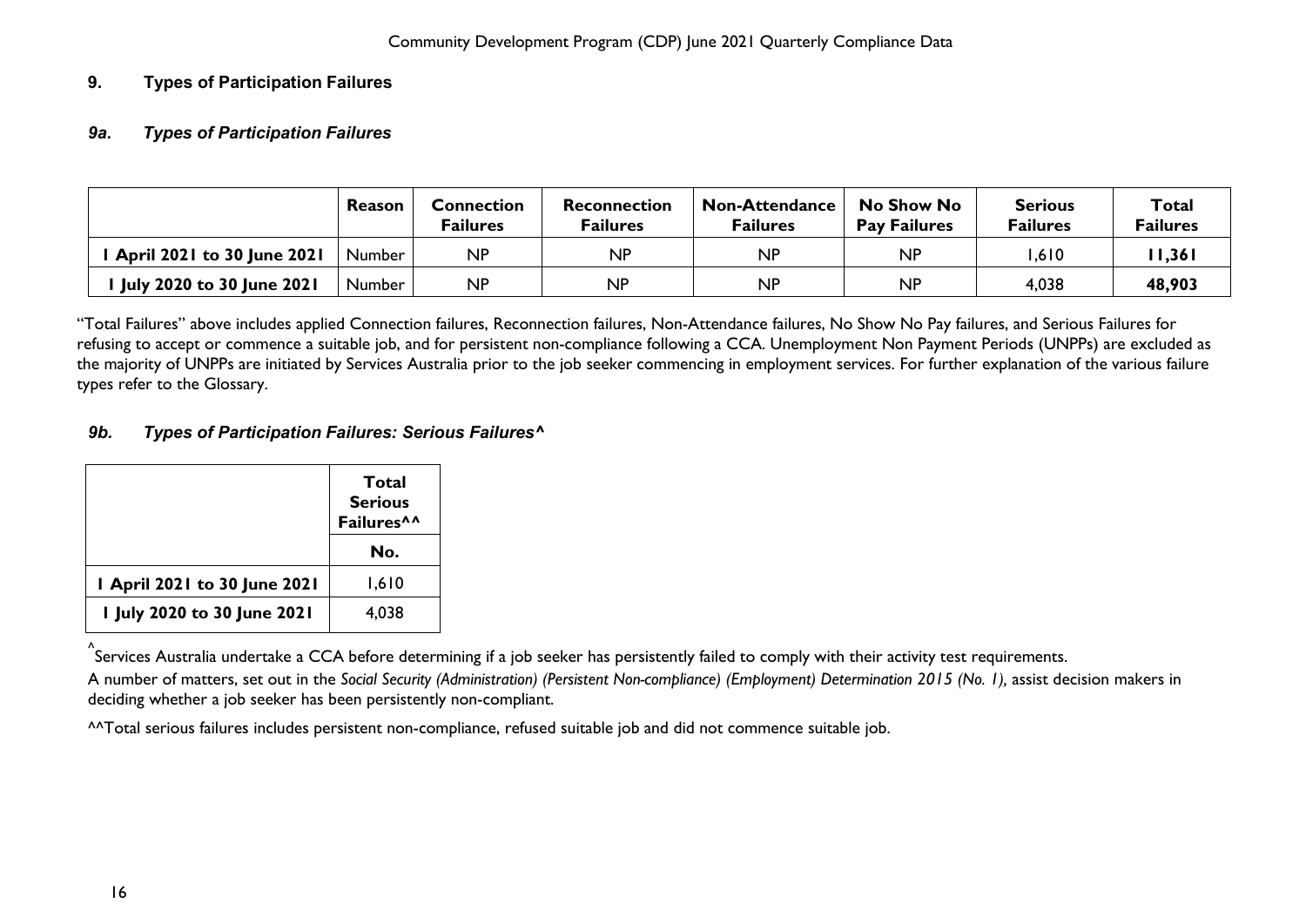## 9. Types of Participation Failures

### *9a. Types of Participation Failures*

| | Reason | Connection Failures | Reconnection Failures | Non-Attendance Failures | No Show No Pay Failures | Serious Failures | Total Failures |
|---|---|---|---|---|---|---|---|
| **1 April 2021 to 30 June 2021** | Number | NP | NP | NP | NP | 1,610 | **11,361** |
| **1 July 2020 to 30 June 2021** | Number | NP | NP | NP | NP | 4,038 | **48,903** |

"Total Failures" above includes applied Connection failures, Reconnection failures, Non-Attendance failures, No Show No Pay failures, and Serious Failures for refusing to accept or commence a suitable job, and for persistent non-compliance following a CCA. Unemployment Non Payment Periods (UNPPs) are excluded as the majority of UNPPs are initiated by Services Australia prior to the job seeker commencing in employment services. For further explanation of the various failure types refer to the Glossary.

### *9b. Types of Participation Failures: Serious Failures^*

| | Total Serious Failures^^ |
|---|---|
| | **No.** |
| **1 April 2021 to 30 June 2021** | 1,610 |
| **1 July 2020 to 30 June 2021** | 4,038 |

^Services Australia undertake a CCA before determining if a job seeker has persistently failed to comply with their activity test requirements.

A number of matters, set out in the *Social Security (Administration) (Persistent Non-compliance) (Employment) Determination 2015 (No. 1)*, assist decision makers in deciding whether a job seeker has been persistently non-compliant.

^^Total serious failures includes persistent non-compliance, refused suitable job and did not commence suitable job.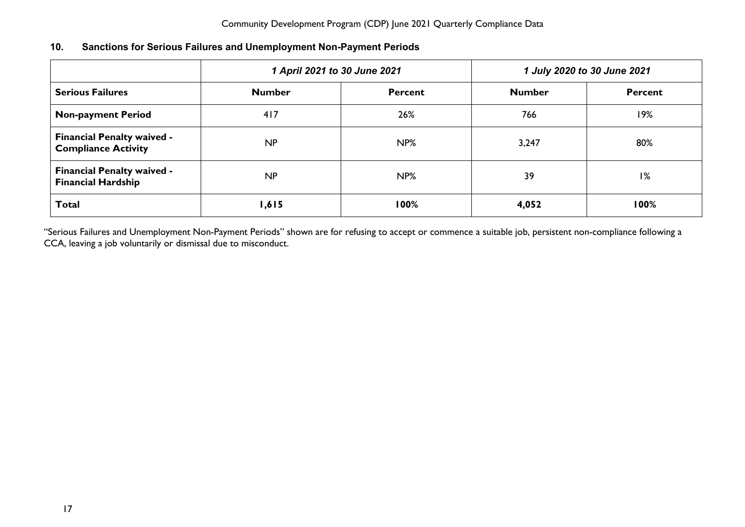## 10. Sanctions for Serious Failures and Unemployment Non-Payment Periods

| | *1 April 2021 to 30 June 2021* | | *1 July 2020 to 30 June 2021* | |
|---|---|---|---|---|
| **Serious Failures** | **Number** | **Percent** | **Number** | **Percent** |
| **Non-payment Period** | 417 | 26% | 766 | 19% |
| **Financial Penalty waived - Compliance Activity** | NP | NP% | 3,247 | 80% |
| **Financial Penalty waived - Financial Hardship** | NP | NP% | 39 | 1% |
| **Total** | **1,615** | **100%** | **4,052** | **100%** |

"Serious Failures and Unemployment Non-Payment Periods" shown are for refusing to accept or commence a suitable job, persistent non-compliance following a CCA, leaving a job voluntarily or dismissal due to misconduct.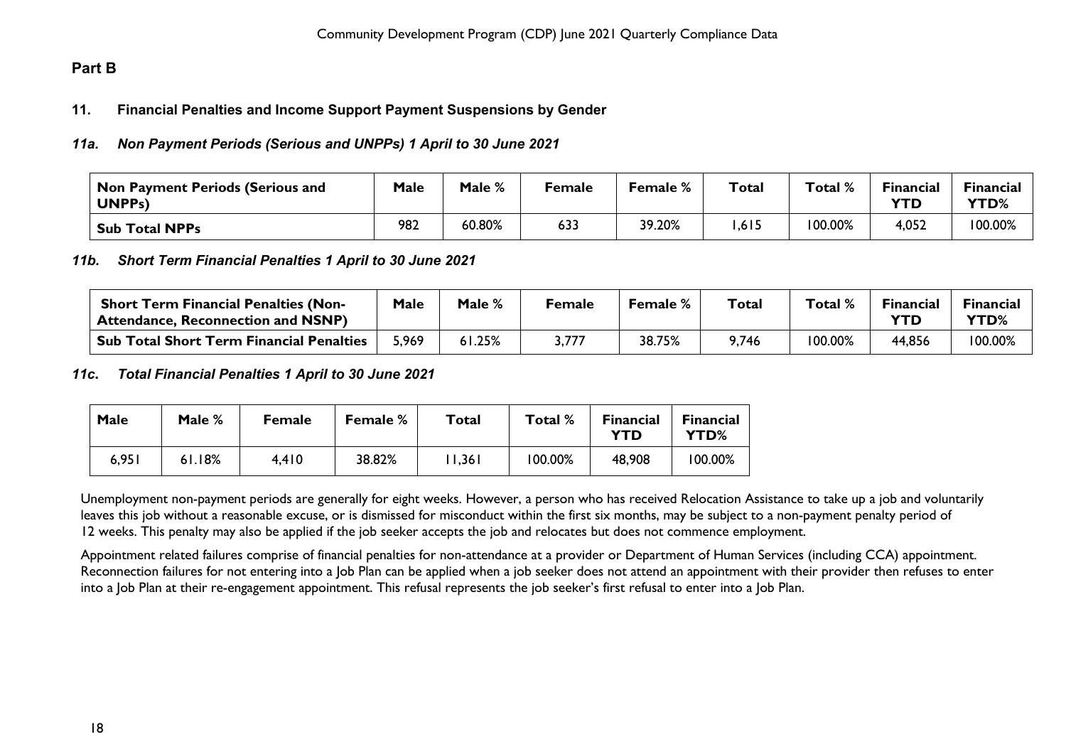## Part B

### 11. Financial Penalties and Income Support Payment Suspensions by Gender

#### *11a. Non Payment Periods (Serious and UNPPs) 1 April to 30 June 2021*

| Non Payment Periods (Serious and UNPPs) | Male | Male % | Female | Female % | Total | Total % | Financial YTD | Financial YTD% |
|---|---|---|---|---|---|---|---|---|
| **Sub Total NPPs** | 982 | 60.80% | 633 | 39.20% | 1,615 | 100.00% | 4,052 | 100.00% |

#### *11b. Short Term Financial Penalties 1 April to 30 June 2021*

| Short Term Financial Penalties (Non-Attendance, Reconnection and NSNP) | Male | Male % | Female | Female % | Total | Total % | Financial YTD | Financial YTD% |
|---|---|---|---|---|---|---|---|---|
| **Sub Total Short Term Financial Penalties** | 5,969 | 61.25% | 3,777 | 38.75% | 9,746 | 100.00% | 44,856 | 100.00% |

#### *11c. Total Financial Penalties 1 April to 30 June 2021*

| Male | Male % | Female | Female % | Total | Total % | Financial YTD | Financial YTD% |
|---|---|---|---|---|---|---|---|
| 6,951 | 61.18% | 4,410 | 38.82% | 11,361 | 100.00% | 48,908 | 100.00% |

Unemployment non-payment periods are generally for eight weeks. However, a person who has received Relocation Assistance to take up a job and voluntarily leaves this job without a reasonable excuse, or is dismissed for misconduct within the first six months, may be subject to a non-payment penalty period of 12 weeks. This penalty may also be applied if the job seeker accepts the job and relocates but does not commence employment.

Appointment related failures comprise of financial penalties for non-attendance at a provider or Department of Human Services (including CCA) appointment. Reconnection failures for not entering into a Job Plan can be applied when a job seeker does not attend an appointment with their provider then refuses to enter into a Job Plan at their re-engagement appointment. This refusal represents the job seeker's first refusal to enter into a Job Plan.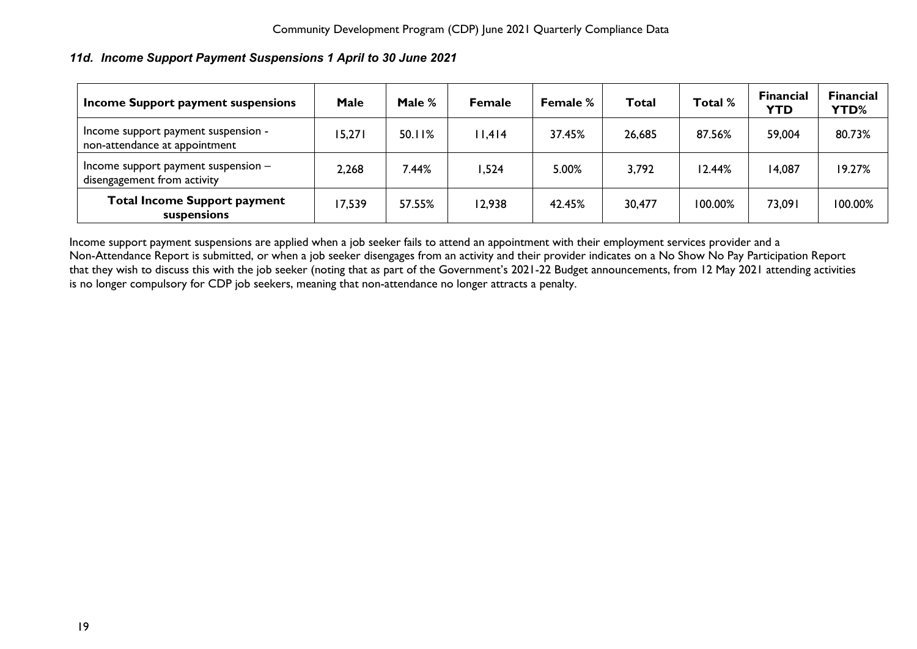### *11d. Income Support Payment Suspensions 1 April to 30 June 2021*

| Income Support payment suspensions | Male | Male % | Female | Female % | Total | Total % | Financial YTD | Financial YTD% |
|---|---|---|---|---|---|---|---|---|
| Income support payment suspension - non-attendance at appointment | 15,271 | 50.11% | 11,414 | 37.45% | 26,685 | 87.56% | 59,004 | 80.73% |
| Income support payment suspension – disengagement from activity | 2,268 | 7.44% | 1,524 | 5.00% | 3,792 | 12.44% | 14,087 | 19.27% |
| **Total Income Support payment suspensions** | 17,539 | 57.55% | 12,938 | 42.45% | 30,477 | 100.00% | 73,091 | 100.00% |

Income support payment suspensions are applied when a job seeker fails to attend an appointment with their employment services provider and a Non-Attendance Report is submitted, or when a job seeker disengages from an activity and their provider indicates on a No Show No Pay Participation Report that they wish to discuss this with the job seeker (noting that as part of the Government's 2021-22 Budget announcements, from 12 May 2021 attending activities is no longer compulsory for CDP job seekers, meaning that non-attendance no longer attracts a penalty.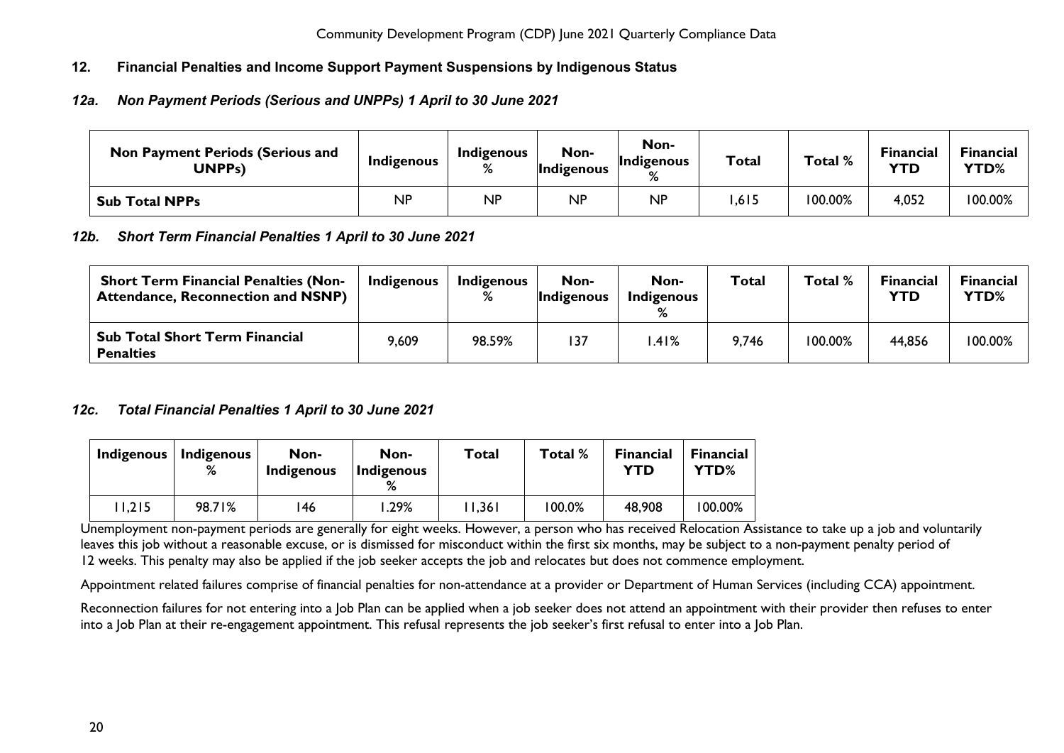## 12. Financial Penalties and Income Support Payment Suspensions by Indigenous Status

### *12a. Non Payment Periods (Serious and UNPPs) 1 April to 30 June 2021*

| Non Payment Periods (Serious and UNPPs) | Indigenous | Indigenous % | Non-Indigenous | Non-Indigenous % | Total | Total % | Financial YTD | Financial YTD% |
|---|---|---|---|---|---|---|---|---|
| **Sub Total NPPs** | NP | NP | NP | NP | 1,615 | 100.00% | 4,052 | 100.00% |

### *12b. Short Term Financial Penalties 1 April to 30 June 2021*

| Short Term Financial Penalties (Non-Attendance, Reconnection and NSNP) | Indigenous | Indigenous % | Non-Indigenous | Non-Indigenous % | Total | Total % | Financial YTD | Financial YTD% |
|---|---|---|---|---|---|---|---|---|
| **Sub Total Short Term Financial Penalties** | 9,609 | 98.59% | 137 | 1.41% | 9,746 | 100.00% | 44,856 | 100.00% |

### *12c. Total Financial Penalties 1 April to 30 June 2021*

| Indigenous | Indigenous % | Non-Indigenous | Non-Indigenous % | Total | Total % | Financial YTD | Financial YTD% |
|---|---|---|---|---|---|---|---|
| 11,215 | 98.71% | 146 | 1.29% | 11,361 | 100.0% | 48,908 | 100.00% |

Unemployment non-payment periods are generally for eight weeks. However, a person who has received Relocation Assistance to take up a job and voluntarily leaves this job without a reasonable excuse, or is dismissed for misconduct within the first six months, may be subject to a non-payment penalty period of 12 weeks. This penalty may also be applied if the job seeker accepts the job and relocates but does not commence employment.

Appointment related failures comprise of financial penalties for non-attendance at a provider or Department of Human Services (including CCA) appointment.

Reconnection failures for not entering into a Job Plan can be applied when a job seeker does not attend an appointment with their provider then refuses to enter into a Job Plan at their re-engagement appointment. This refusal represents the job seeker's first refusal to enter into a Job Plan.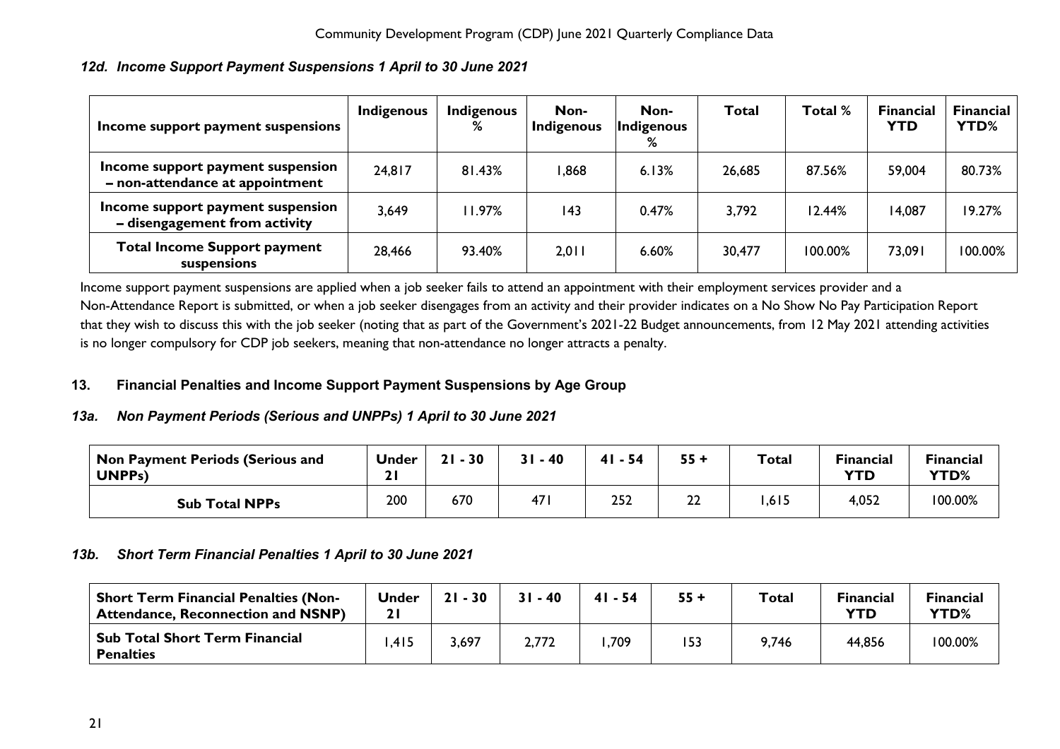### 12d. Income Support Payment Suspensions 1 April to 30 June 2021

| Income support payment suspensions | Indigenous | Indigenous % | Non-Indigenous | Non-Indigenous % | Total | Total % | Financial YTD | Financial YTD% |
|---|---|---|---|---|---|---|---|---|
| Income support payment suspension – non-attendance at appointment | 24,817 | 81.43% | 1,868 | 6.13% | 26,685 | 87.56% | 59,004 | 80.73% |
| Income support payment suspension – disengagement from activity | 3,649 | 11.97% | 143 | 0.47% | 3,792 | 12.44% | 14,087 | 19.27% |
| **Total Income Support payment suspensions** | 28,466 | 93.40% | 2,011 | 6.60% | 30,477 | 100.00% | 73,091 | 100.00% |

Income support payment suspensions are applied when a job seeker fails to attend an appointment with their employment services provider and a Non-Attendance Report is submitted, or when a job seeker disengages from an activity and their provider indicates on a No Show No Pay Participation Report that they wish to discuss this with the job seeker (noting that as part of the Government's 2021-22 Budget announcements, from 12 May 2021 attending activities is no longer compulsory for CDP job seekers, meaning that non-attendance no longer attracts a penalty.

## 13. Financial Penalties and Income Support Payment Suspensions by Age Group

### 13a. Non Payment Periods (Serious and UNPPs) 1 April to 30 June 2021

| Non Payment Periods (Serious and UNPPs) | Under 21 | 21 - 30 | 31 - 40 | 41 - 54 | 55 + | Total | Financial YTD | Financial YTD% |
|---|---|---|---|---|---|---|---|---|
| **Sub Total NPPs** | 200 | 670 | 471 | 252 | 22 | 1,615 | 4,052 | 100.00% |

### 13b. Short Term Financial Penalties 1 April to 30 June 2021

| Short Term Financial Penalties (Non-Attendance, Reconnection and NSNP) | Under 21 | 21 - 30 | 31 - 40 | 41 - 54 | 55 + | Total | Financial YTD | Financial YTD% |
|---|---|---|---|---|---|---|---|---|
| **Sub Total Short Term Financial Penalties** | 1,415 | 3,697 | 2,772 | 1,709 | 153 | 9,746 | 44,856 | 100.00% |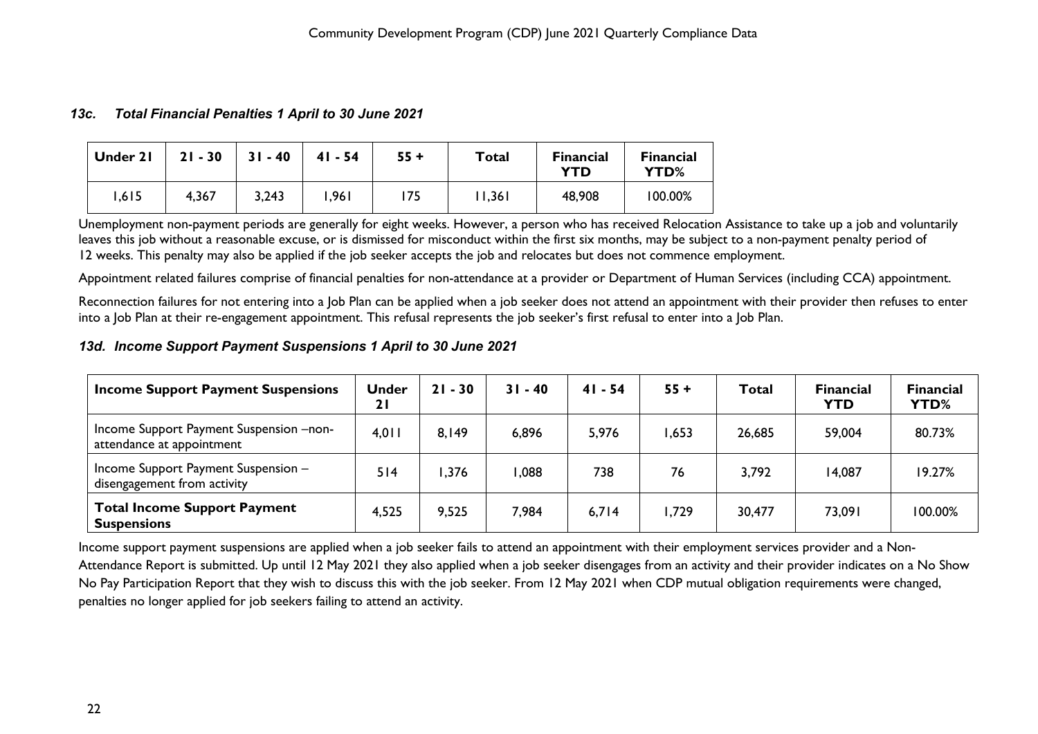### *13c. Total Financial Penalties 1 April to 30 June 2021*

| Under 21 | 21 - 30 | 31 - 40 | 41 - 54 | 55 + | Total | Financial YTD | Financial YTD% |
|---|---|---|---|---|---|---|---|
| 1,615 | 4,367 | 3,243 | 1,961 | 175 | 11,361 | 48,908 | 100.00% |

Unemployment non-payment periods are generally for eight weeks. However, a person who has received Relocation Assistance to take up a job and voluntarily leaves this job without a reasonable excuse, or is dismissed for misconduct within the first six months, may be subject to a non-payment penalty period of 12 weeks. This penalty may also be applied if the job seeker accepts the job and relocates but does not commence employment.

Appointment related failures comprise of financial penalties for non-attendance at a provider or Department of Human Services (including CCA) appointment.

Reconnection failures for not entering into a Job Plan can be applied when a job seeker does not attend an appointment with their provider then refuses to enter into a Job Plan at their re-engagement appointment. This refusal represents the job seeker's first refusal to enter into a Job Plan.

### *13d. Income Support Payment Suspensions 1 April to 30 June 2021*

| Income Support Payment Suspensions | Under 21 | 21 - 30 | 31 - 40 | 41 - 54 | 55 + | Total | Financial YTD | Financial YTD% |
|---|---|---|---|---|---|---|---|---|
| Income Support Payment Suspension –non-attendance at appointment | 4,011 | 8,149 | 6,896 | 5,976 | 1,653 | 26,685 | 59,004 | 80.73% |
| Income Support Payment Suspension – disengagement from activity | 514 | 1,376 | 1,088 | 738 | 76 | 3,792 | 14,087 | 19.27% |
| **Total Income Support Payment Suspensions** | 4,525 | 9,525 | 7,984 | 6,714 | 1,729 | 30,477 | 73,091 | 100.00% |

Income support payment suspensions are applied when a job seeker fails to attend an appointment with their employment services provider and a Non-Attendance Report is submitted. Up until 12 May 2021 they also applied when a job seeker disengages from an activity and their provider indicates on a No Show No Pay Participation Report that they wish to discuss this with the job seeker. From 12 May 2021 when CDP mutual obligation requirements were changed, penalties no longer applied for job seekers failing to attend an activity.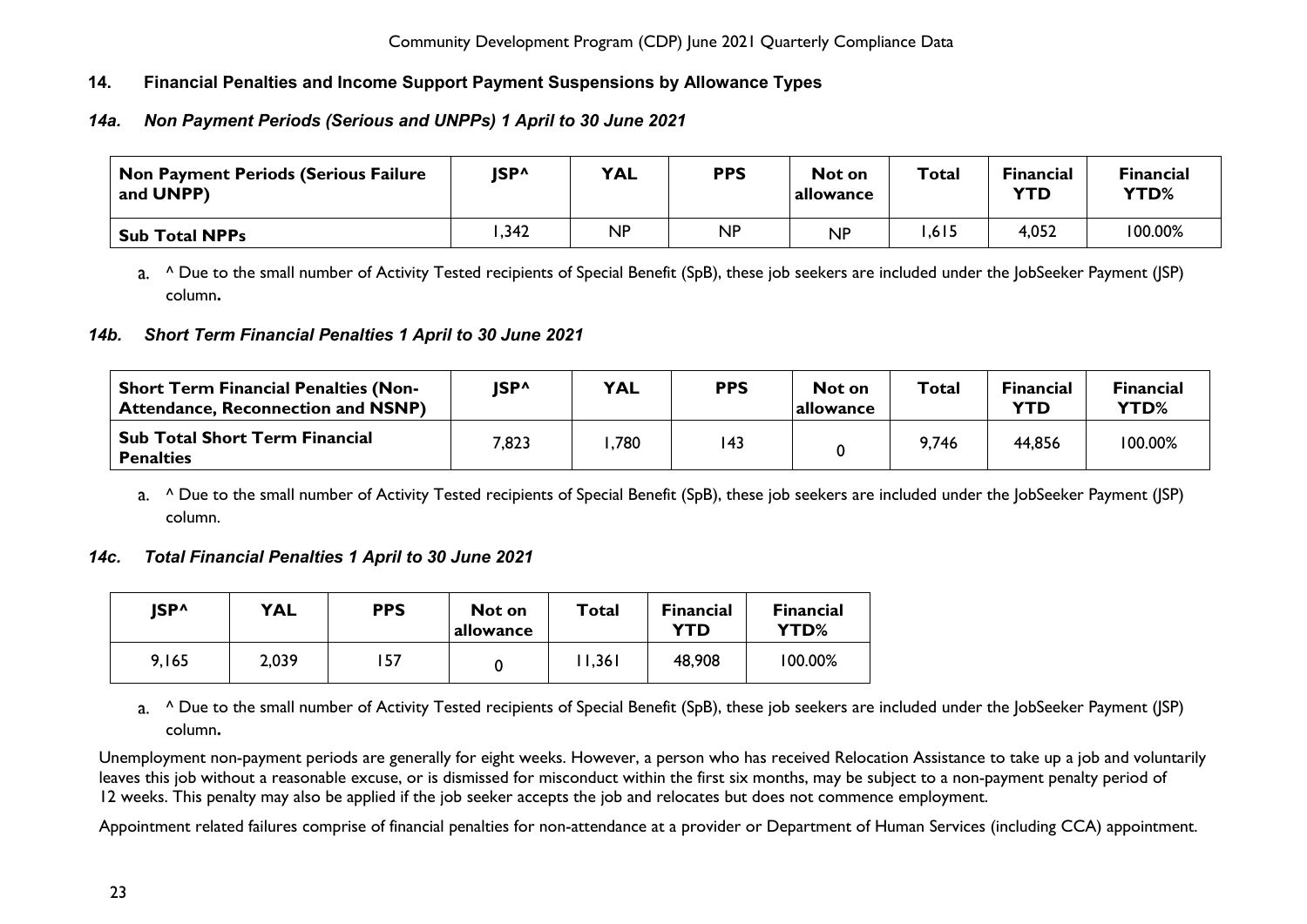## 14. Financial Penalties and Income Support Payment Suspensions by Allowance Types

### *14a. Non Payment Periods (Serious and UNPPs) 1 April to 30 June 2021*

| Non Payment Periods (Serious Failure and UNPP) | JSP^ | YAL | PPS | Not on allowance | Total | Financial YTD | Financial YTD% |
|---|---|---|---|---|---|---|---|
| **Sub Total NPPs** | 1,342 | NP | NP | NP | 1,615 | 4,052 | 100.00% |

a. ^ Due to the small number of Activity Tested recipients of Special Benefit (SpB), these job seekers are included under the JobSeeker Payment (JSP) column**.**

### *14b. Short Term Financial Penalties 1 April to 30 June 2021*

| Short Term Financial Penalties (Non-Attendance, Reconnection and NSNP) | JSP^ | YAL | PPS | Not on allowance | Total | Financial YTD | Financial YTD% |
|---|---|---|---|---|---|---|---|
| **Sub Total Short Term Financial Penalties** | 7,823 | 1,780 | 143 | 0 | 9,746 | 44,856 | 100.00% |

a. ^ Due to the small number of Activity Tested recipients of Special Benefit (SpB), these job seekers are included under the JobSeeker Payment (JSP) column.

### *14c. Total Financial Penalties 1 April to 30 June 2021*

| JSP^ | YAL | PPS | Not on allowance | Total | Financial YTD | Financial YTD% |
|---|---|---|---|---|---|---|
| 9,165 | 2,039 | 157 | 0 | 11,361 | 48,908 | 100.00% |

a. ^ Due to the small number of Activity Tested recipients of Special Benefit (SpB), these job seekers are included under the JobSeeker Payment (JSP) column**.**

Unemployment non-payment periods are generally for eight weeks. However, a person who has received Relocation Assistance to take up a job and voluntarily leaves this job without a reasonable excuse, or is dismissed for misconduct within the first six months, may be subject to a non-payment penalty period of 12 weeks. This penalty may also be applied if the job seeker accepts the job and relocates but does not commence employment.

Appointment related failures comprise of financial penalties for non-attendance at a provider or Department of Human Services (including CCA) appointment.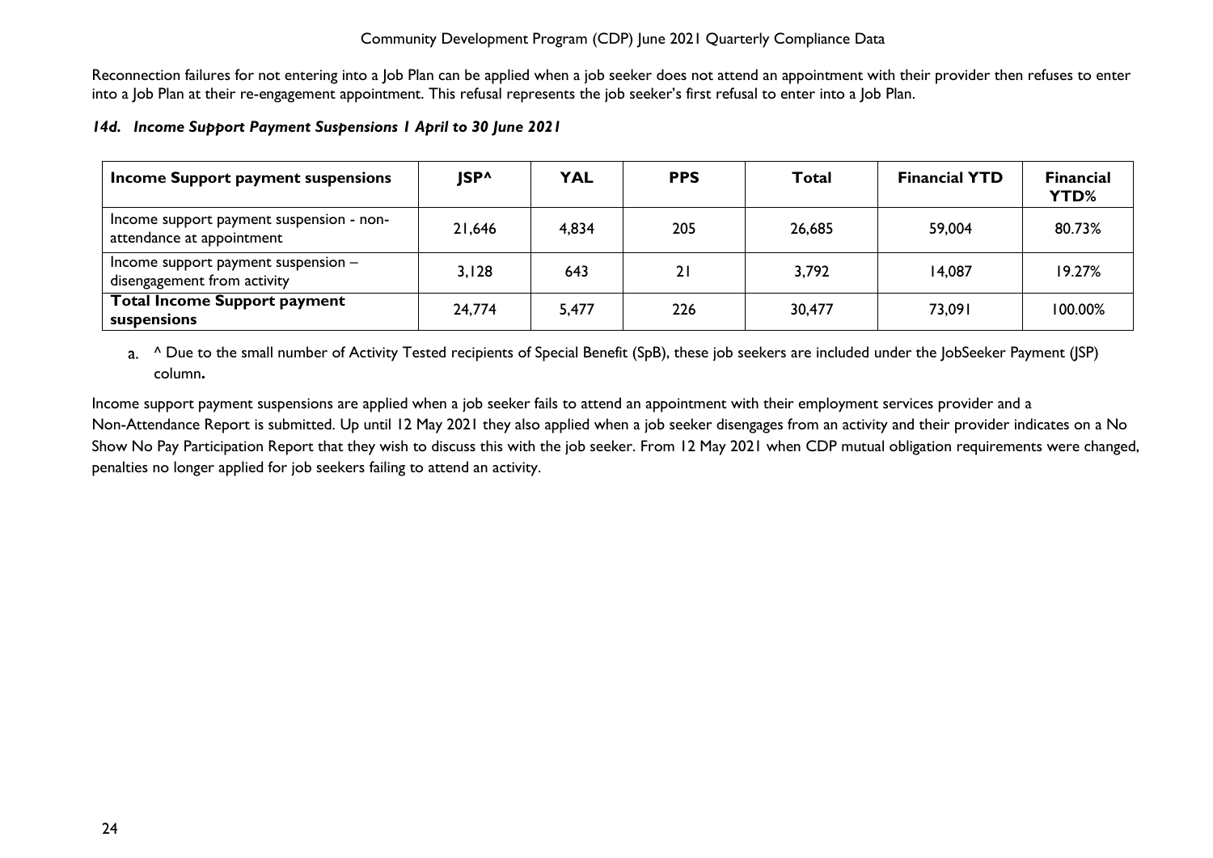Reconnection failures for not entering into a Job Plan can be applied when a job seeker does not attend an appointment with their provider then refuses to enter into a Job Plan at their re-engagement appointment. This refusal represents the job seeker's first refusal to enter into a Job Plan.

### *14d. Income Support Payment Suspensions 1 April to 30 June 2021*

| Income Support payment suspensions | JSP^ | YAL | PPS | Total | Financial YTD | Financial YTD% |
|---|---|---|---|---|---|---|
| Income support payment suspension - non-attendance at appointment | 21,646 | 4,834 | 205 | 26,685 | 59,004 | 80.73% |
| Income support payment suspension – disengagement from activity | 3,128 | 643 | 21 | 3,792 | 14,087 | 19.27% |
| **Total Income Support payment suspensions** | 24,774 | 5,477 | 226 | 30,477 | 73,091 | 100.00% |

a. ^ Due to the small number of Activity Tested recipients of Special Benefit (SpB), these job seekers are included under the JobSeeker Payment (JSP) column**.**

Income support payment suspensions are applied when a job seeker fails to attend an appointment with their employment services provider and a Non-Attendance Report is submitted. Up until 12 May 2021 they also applied when a job seeker disengages from an activity and their provider indicates on a No Show No Pay Participation Report that they wish to discuss this with the job seeker. From 12 May 2021 when CDP mutual obligation requirements were changed, penalties no longer applied for job seekers failing to attend an activity.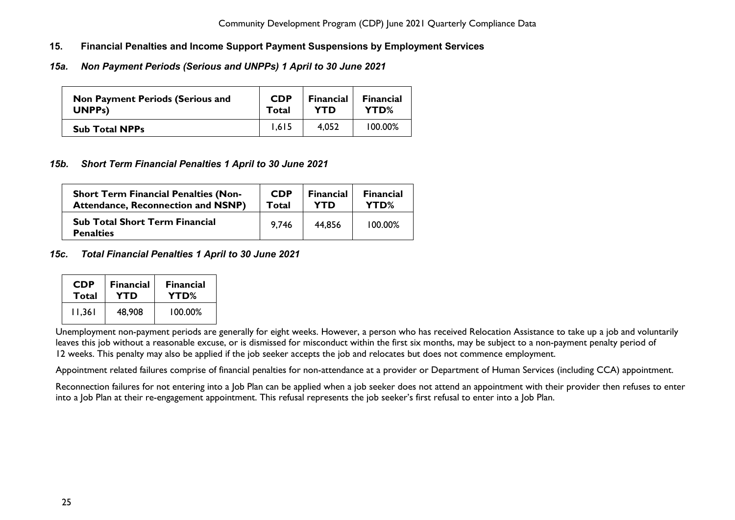## 15. Financial Penalties and Income Support Payment Suspensions by Employment Services

### *15a. Non Payment Periods (Serious and UNPPs) 1 April to 30 June 2021*

| Non Payment Periods (Serious and UNPPs) | CDP Total | Financial YTD | Financial YTD% |
|---|---|---|---|
| **Sub Total NPPs** | 1,615 | 4,052 | 100.00% |

### *15b. Short Term Financial Penalties 1 April to 30 June 2021*

| Short Term Financial Penalties (Non-Attendance, Reconnection and NSNP) | CDP Total | Financial YTD | Financial YTD% |
|---|---|---|---|
| **Sub Total Short Term Financial Penalties** | 9,746 | 44,856 | 100.00% |

### *15c. Total Financial Penalties 1 April to 30 June 2021*

| CDP Total | Financial YTD | Financial YTD% |
|---|---|---|
| 11,361 | 48,908 | 100.00% |

Unemployment non-payment periods are generally for eight weeks. However, a person who has received Relocation Assistance to take up a job and voluntarily leaves this job without a reasonable excuse, or is dismissed for misconduct within the first six months, may be subject to a non-payment penalty period of 12 weeks. This penalty may also be applied if the job seeker accepts the job and relocates but does not commence employment.

Appointment related failures comprise of financial penalties for non-attendance at a provider or Department of Human Services (including CCA) appointment.

Reconnection failures for not entering into a Job Plan can be applied when a job seeker does not attend an appointment with their provider then refuses to enter into a Job Plan at their re-engagement appointment. This refusal represents the job seeker's first refusal to enter into a Job Plan.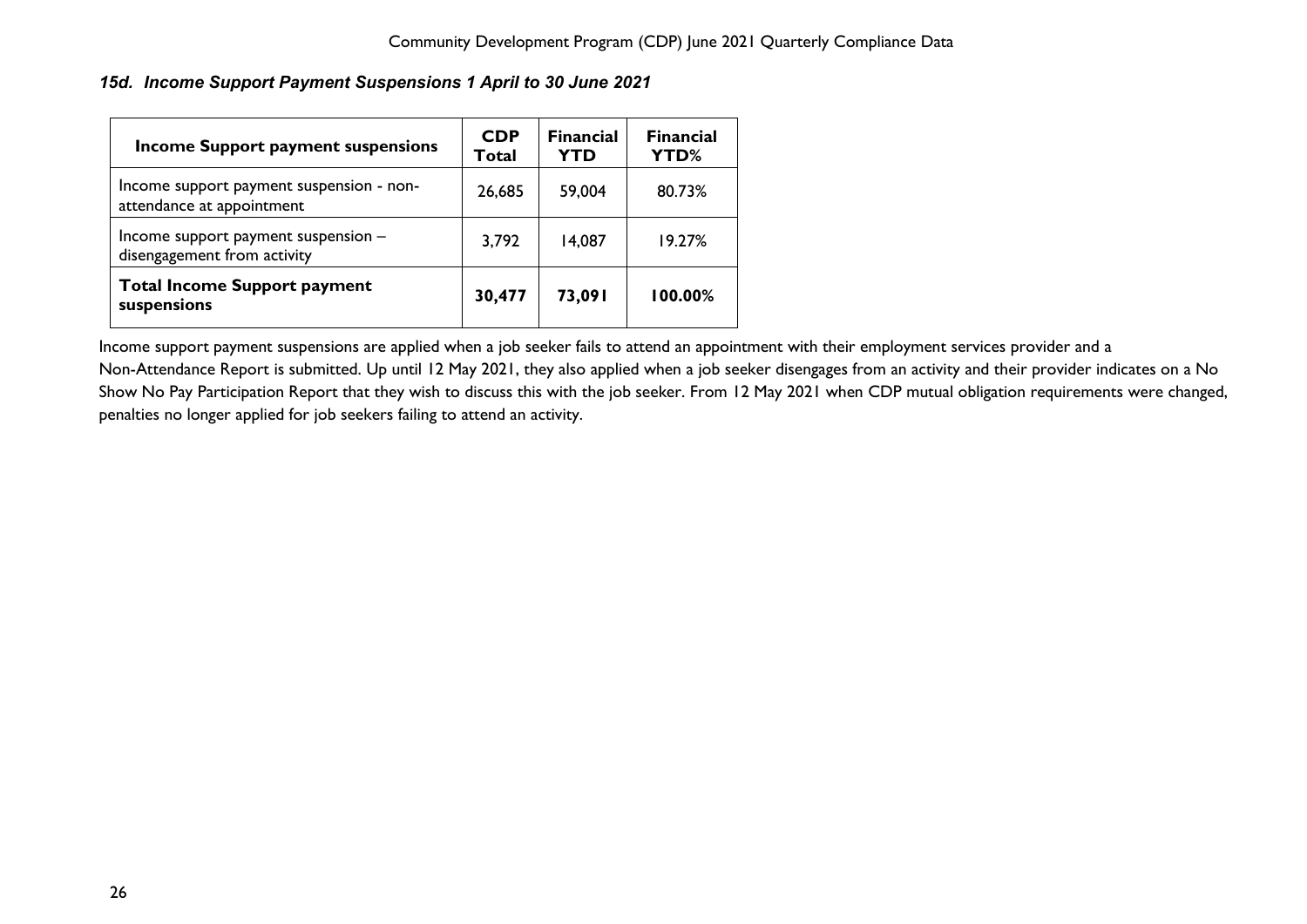### *15d. Income Support Payment Suspensions 1 April to 30 June 2021*

| Income Support payment suspensions | CDP Total | Financial YTD | Financial YTD% |
|---|---|---|---|
| Income support payment suspension - non-attendance at appointment | 26,685 | 59,004 | 80.73% |
| Income support payment suspension – disengagement from activity | 3,792 | 14,087 | 19.27% |
| **Total Income Support payment suspensions** | **30,477** | **73,091** | **100.00%** |

Income support payment suspensions are applied when a job seeker fails to attend an appointment with their employment services provider and a Non-Attendance Report is submitted. Up until 12 May 2021, they also applied when a job seeker disengages from an activity and their provider indicates on a No Show No Pay Participation Report that they wish to discuss this with the job seeker. From 12 May 2021 when CDP mutual obligation requirements were changed, penalties no longer applied for job seekers failing to attend an activity.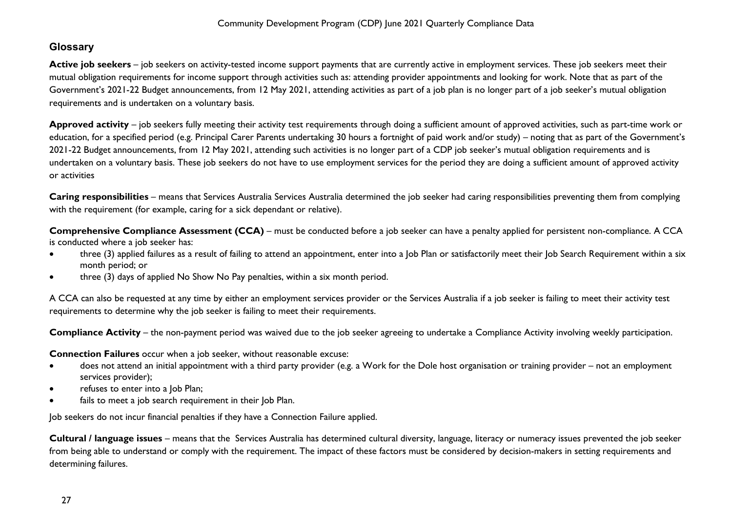## Glossary

**Active job seekers** – job seekers on activity-tested income support payments that are currently active in employment services. These job seekers meet their mutual obligation requirements for income support through activities such as: attending provider appointments and looking for work. Note that as part of the Government's 2021-22 Budget announcements, from 12 May 2021, attending activities as part of a job plan is no longer part of a job seeker's mutual obligation requirements and is undertaken on a voluntary basis.

**Approved activity** – job seekers fully meeting their activity test requirements through doing a sufficient amount of approved activities, such as part-time work or education, for a specified period (e.g. Principal Carer Parents undertaking 30 hours a fortnight of paid work and/or study) – noting that as part of the Government's 2021-22 Budget announcements, from 12 May 2021, attending such activities is no longer part of a CDP job seeker's mutual obligation requirements and is undertaken on a voluntary basis. These job seekers do not have to use employment services for the period they are doing a sufficient amount of approved activity or activities

**Caring responsibilities** – means that Services Australia Services Australia determined the job seeker had caring responsibilities preventing them from complying with the requirement (for example, caring for a sick dependant or relative).

**Comprehensive Compliance Assessment (CCA)** – must be conducted before a job seeker can have a penalty applied for persistent non-compliance. A CCA is conducted where a job seeker has:

- three (3) applied failures as a result of failing to attend an appointment, enter into a Job Plan or satisfactorily meet their Job Search Requirement within a six month period; or
- three (3) days of applied No Show No Pay penalties, within a six month period.

A CCA can also be requested at any time by either an employment services provider or the Services Australia if a job seeker is failing to meet their activity test requirements to determine why the job seeker is failing to meet their requirements.

**Compliance Activity** – the non-payment period was waived due to the job seeker agreeing to undertake a Compliance Activity involving weekly participation.

**Connection Failures** occur when a job seeker, without reasonable excuse:

- does not attend an initial appointment with a third party provider (e.g. a Work for the Dole host organisation or training provider – not an employment services provider);
- refuses to enter into a Job Plan;
- fails to meet a job search requirement in their Job Plan.

Job seekers do not incur financial penalties if they have a Connection Failure applied.

**Cultural / language issues** – means that the Services Australia has determined cultural diversity, language, literacy or numeracy issues prevented the job seeker from being able to understand or comply with the requirement. The impact of these factors must be considered by decision-makers in setting requirements and determining failures.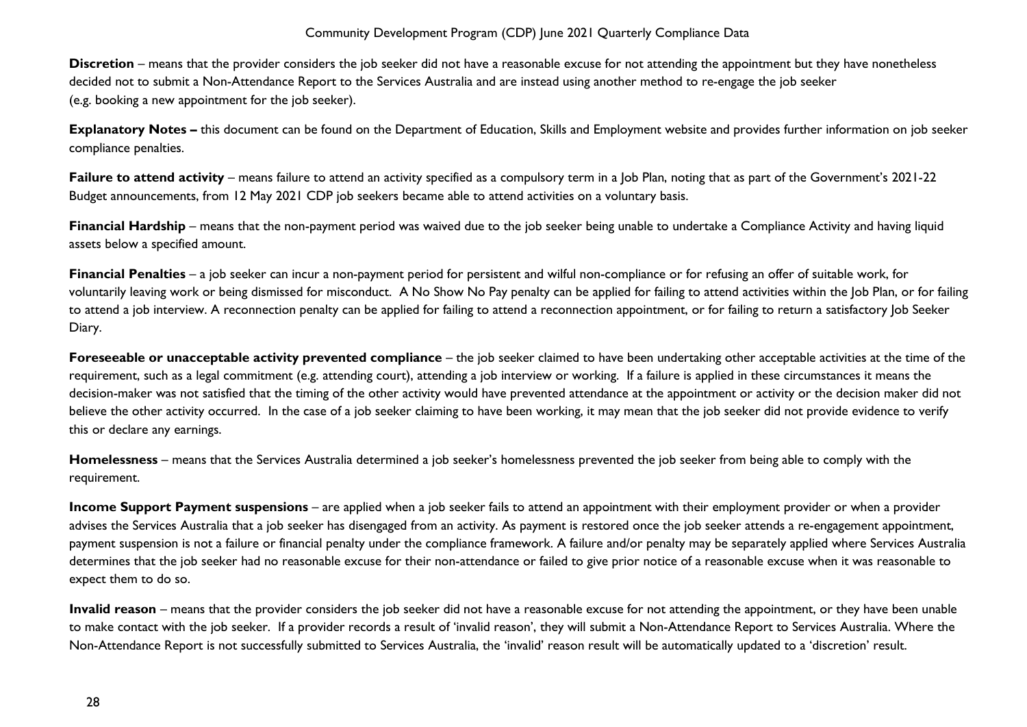**Discretion** – means that the provider considers the job seeker did not have a reasonable excuse for not attending the appointment but they have nonetheless decided not to submit a Non-Attendance Report to the Services Australia and are instead using another method to re-engage the job seeker (e.g. booking a new appointment for the job seeker).

**Explanatory Notes –** this document can be found on the Department of Education, Skills and Employment website and provides further information on job seeker compliance penalties.

**Failure to attend activity** – means failure to attend an activity specified as a compulsory term in a Job Plan, noting that as part of the Government's 2021-22 Budget announcements, from 12 May 2021 CDP job seekers became able to attend activities on a voluntary basis.

**Financial Hardship** – means that the non-payment period was waived due to the job seeker being unable to undertake a Compliance Activity and having liquid assets below a specified amount.

**Financial Penalties** – a job seeker can incur a non-payment period for persistent and wilful non-compliance or for refusing an offer of suitable work, for voluntarily leaving work or being dismissed for misconduct. A No Show No Pay penalty can be applied for failing to attend activities within the Job Plan, or for failing to attend a job interview. A reconnection penalty can be applied for failing to attend a reconnection appointment, or for failing to return a satisfactory Job Seeker Diary.

**Foreseeable or unacceptable activity prevented compliance** – the job seeker claimed to have been undertaking other acceptable activities at the time of the requirement, such as a legal commitment (e.g. attending court), attending a job interview or working. If a failure is applied in these circumstances it means the decision-maker was not satisfied that the timing of the other activity would have prevented attendance at the appointment or activity or the decision maker did not believe the other activity occurred. In the case of a job seeker claiming to have been working, it may mean that the job seeker did not provide evidence to verify this or declare any earnings.

**Homelessness** – means that the Services Australia determined a job seeker's homelessness prevented the job seeker from being able to comply with the requirement.

**Income Support Payment suspensions** – are applied when a job seeker fails to attend an appointment with their employment provider or when a provider advises the Services Australia that a job seeker has disengaged from an activity. As payment is restored once the job seeker attends a re-engagement appointment, payment suspension is not a failure or financial penalty under the compliance framework. A failure and/or penalty may be separately applied where Services Australia determines that the job seeker had no reasonable excuse for their non-attendance or failed to give prior notice of a reasonable excuse when it was reasonable to expect them to do so.

**Invalid reason** – means that the provider considers the job seeker did not have a reasonable excuse for not attending the appointment, or they have been unable to make contact with the job seeker. If a provider records a result of 'invalid reason', they will submit a Non-Attendance Report to Services Australia. Where the Non-Attendance Report is not successfully submitted to Services Australia, the 'invalid' reason result will be automatically updated to a 'discretion' result.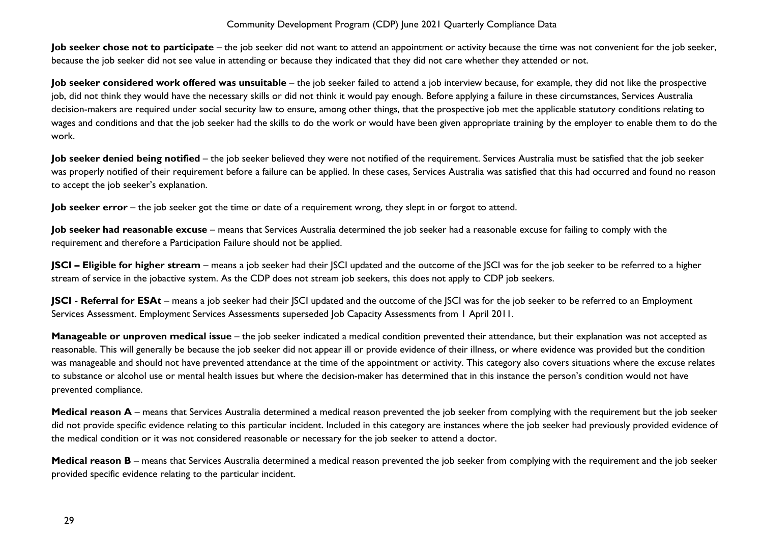**Job seeker chose not to participate** – the job seeker did not want to attend an appointment or activity because the time was not convenient for the job seeker, because the job seeker did not see value in attending or because they indicated that they did not care whether they attended or not.

**Job seeker considered work offered was unsuitable** – the job seeker failed to attend a job interview because, for example, they did not like the prospective job, did not think they would have the necessary skills or did not think it would pay enough. Before applying a failure in these circumstances, Services Australia decision-makers are required under social security law to ensure, among other things, that the prospective job met the applicable statutory conditions relating to wages and conditions and that the job seeker had the skills to do the work or would have been given appropriate training by the employer to enable them to do the work.

**Job seeker denied being notified** – the job seeker believed they were not notified of the requirement. Services Australia must be satisfied that the job seeker was properly notified of their requirement before a failure can be applied. In these cases, Services Australia was satisfied that this had occurred and found no reason to accept the job seeker's explanation.

**Job seeker error** – the job seeker got the time or date of a requirement wrong, they slept in or forgot to attend.

**Job seeker had reasonable excuse** – means that Services Australia determined the job seeker had a reasonable excuse for failing to comply with the requirement and therefore a Participation Failure should not be applied.

**JSCI – Eligible for higher stream** – means a job seeker had their JSCI updated and the outcome of the JSCI was for the job seeker to be referred to a higher stream of service in the jobactive system. As the CDP does not stream job seekers, this does not apply to CDP job seekers.

**JSCI - Referral for ESAt** – means a job seeker had their JSCI updated and the outcome of the JSCI was for the job seeker to be referred to an Employment Services Assessment. Employment Services Assessments superseded Job Capacity Assessments from 1 April 2011.

**Manageable or unproven medical issue** – the job seeker indicated a medical condition prevented their attendance, but their explanation was not accepted as reasonable. This will generally be because the job seeker did not appear ill or provide evidence of their illness, or where evidence was provided but the condition was manageable and should not have prevented attendance at the time of the appointment or activity. This category also covers situations where the excuse relates to substance or alcohol use or mental health issues but where the decision-maker has determined that in this instance the person's condition would not have prevented compliance.

**Medical reason A** – means that Services Australia determined a medical reason prevented the job seeker from complying with the requirement but the job seeker did not provide specific evidence relating to this particular incident. Included in this category are instances where the job seeker had previously provided evidence of the medical condition or it was not considered reasonable or necessary for the job seeker to attend a doctor.

**Medical reason B** – means that Services Australia determined a medical reason prevented the job seeker from complying with the requirement and the job seeker provided specific evidence relating to the particular incident.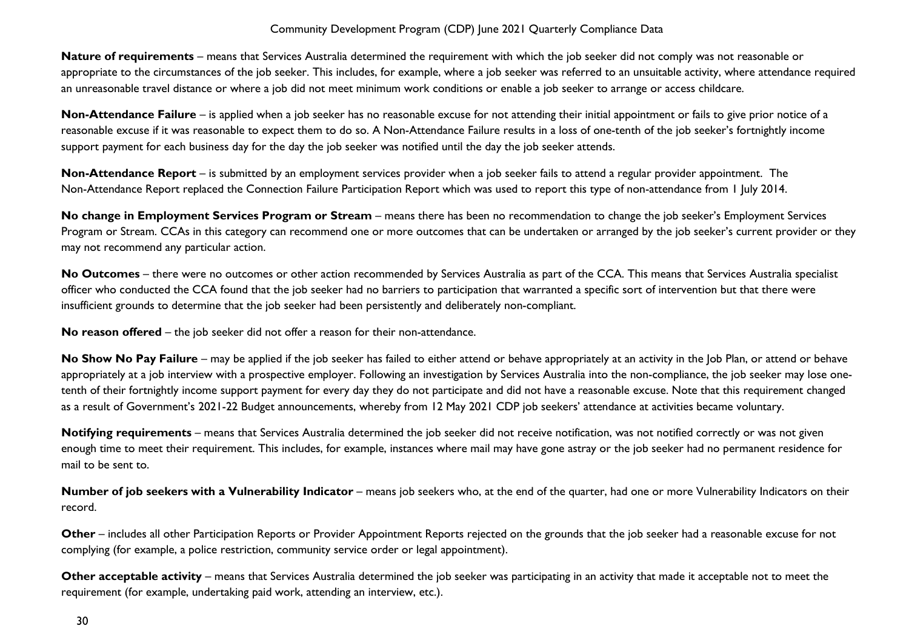**Nature of requirements** – means that Services Australia determined the requirement with which the job seeker did not comply was not reasonable or appropriate to the circumstances of the job seeker. This includes, for example, where a job seeker was referred to an unsuitable activity, where attendance required an unreasonable travel distance or where a job did not meet minimum work conditions or enable a job seeker to arrange or access childcare.

**Non-Attendance Failure** – is applied when a job seeker has no reasonable excuse for not attending their initial appointment or fails to give prior notice of a reasonable excuse if it was reasonable to expect them to do so. A Non-Attendance Failure results in a loss of one-tenth of the job seeker's fortnightly income support payment for each business day for the day the job seeker was notified until the day the job seeker attends.

**Non-Attendance Report** – is submitted by an employment services provider when a job seeker fails to attend a regular provider appointment. The Non-Attendance Report replaced the Connection Failure Participation Report which was used to report this type of non-attendance from 1 July 2014.

**No change in Employment Services Program or Stream** – means there has been no recommendation to change the job seeker's Employment Services Program or Stream. CCAs in this category can recommend one or more outcomes that can be undertaken or arranged by the job seeker's current provider or they may not recommend any particular action.

**No Outcomes** – there were no outcomes or other action recommended by Services Australia as part of the CCA. This means that Services Australia specialist officer who conducted the CCA found that the job seeker had no barriers to participation that warranted a specific sort of intervention but that there were insufficient grounds to determine that the job seeker had been persistently and deliberately non-compliant.

**No reason offered** – the job seeker did not offer a reason for their non-attendance.

**No Show No Pay Failure** – may be applied if the job seeker has failed to either attend or behave appropriately at an activity in the Job Plan, or attend or behave appropriately at a job interview with a prospective employer. Following an investigation by Services Australia into the non-compliance, the job seeker may lose one-tenth of their fortnightly income support payment for every day they do not participate and did not have a reasonable excuse. Note that this requirement changed as a result of Government's 2021-22 Budget announcements, whereby from 12 May 2021 CDP job seekers' attendance at activities became voluntary.

**Notifying requirements** – means that Services Australia determined the job seeker did not receive notification, was not notified correctly or was not given enough time to meet their requirement. This includes, for example, instances where mail may have gone astray or the job seeker had no permanent residence for mail to be sent to.

**Number of job seekers with a Vulnerability Indicator** – means job seekers who, at the end of the quarter, had one or more Vulnerability Indicators on their record.

**Other** – includes all other Participation Reports or Provider Appointment Reports rejected on the grounds that the job seeker had a reasonable excuse for not complying (for example, a police restriction, community service order or legal appointment).

**Other acceptable activity** – means that Services Australia determined the job seeker was participating in an activity that made it acceptable not to meet the requirement (for example, undertaking paid work, attending an interview, etc.).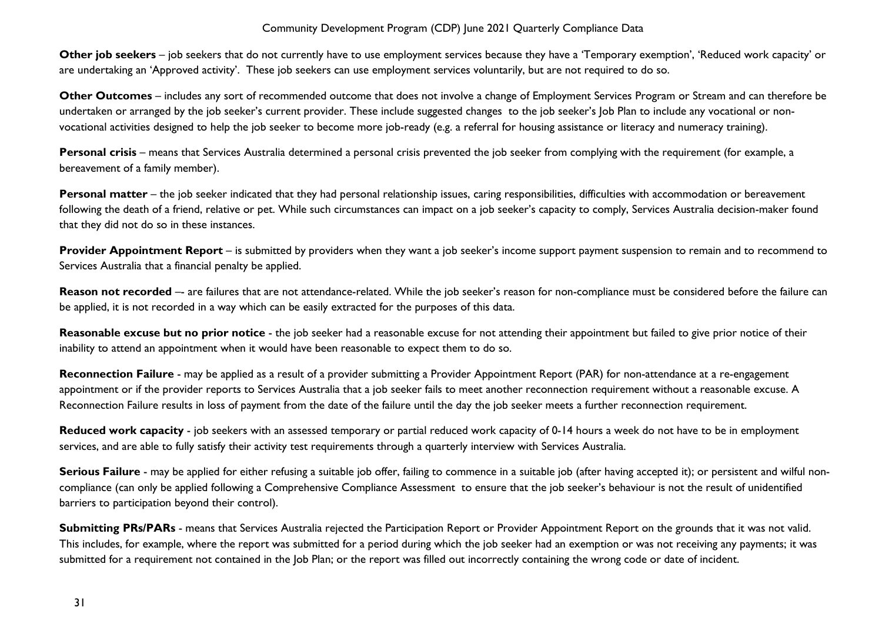**Other job seekers** – job seekers that do not currently have to use employment services because they have a 'Temporary exemption', 'Reduced work capacity' or are undertaking an 'Approved activity'. These job seekers can use employment services voluntarily, but are not required to do so.

**Other Outcomes** – includes any sort of recommended outcome that does not involve a change of Employment Services Program or Stream and can therefore be undertaken or arranged by the job seeker's current provider. These include suggested changes to the job seeker's Job Plan to include any vocational or non-vocational activities designed to help the job seeker to become more job-ready (e.g. a referral for housing assistance or literacy and numeracy training).

**Personal crisis** – means that Services Australia determined a personal crisis prevented the job seeker from complying with the requirement (for example, a bereavement of a family member).

**Personal matter** – the job seeker indicated that they had personal relationship issues, caring responsibilities, difficulties with accommodation or bereavement following the death of a friend, relative or pet. While such circumstances can impact on a job seeker's capacity to comply, Services Australia decision-maker found that they did not do so in these instances.

**Provider Appointment Report** – is submitted by providers when they want a job seeker's income support payment suspension to remain and to recommend to Services Australia that a financial penalty be applied.

**Reason not recorded** –- are failures that are not attendance-related. While the job seeker's reason for non-compliance must be considered before the failure can be applied, it is not recorded in a way which can be easily extracted for the purposes of this data.

**Reasonable excuse but no prior notice** - the job seeker had a reasonable excuse for not attending their appointment but failed to give prior notice of their inability to attend an appointment when it would have been reasonable to expect them to do so.

**Reconnection Failure** - may be applied as a result of a provider submitting a Provider Appointment Report (PAR) for non-attendance at a re-engagement appointment or if the provider reports to Services Australia that a job seeker fails to meet another reconnection requirement without a reasonable excuse. A Reconnection Failure results in loss of payment from the date of the failure until the day the job seeker meets a further reconnection requirement.

**Reduced work capacity** - job seekers with an assessed temporary or partial reduced work capacity of 0-14 hours a week do not have to be in employment services, and are able to fully satisfy their activity test requirements through a quarterly interview with Services Australia.

**Serious Failure** - may be applied for either refusing a suitable job offer, failing to commence in a suitable job (after having accepted it); or persistent and wilful non-compliance (can only be applied following a Comprehensive Compliance Assessment to ensure that the job seeker's behaviour is not the result of unidentified barriers to participation beyond their control).

**Submitting PRs/PARs** - means that Services Australia rejected the Participation Report or Provider Appointment Report on the grounds that it was not valid. This includes, for example, where the report was submitted for a period during which the job seeker had an exemption or was not receiving any payments; it was submitted for a requirement not contained in the Job Plan; or the report was filled out incorrectly containing the wrong code or date of incident.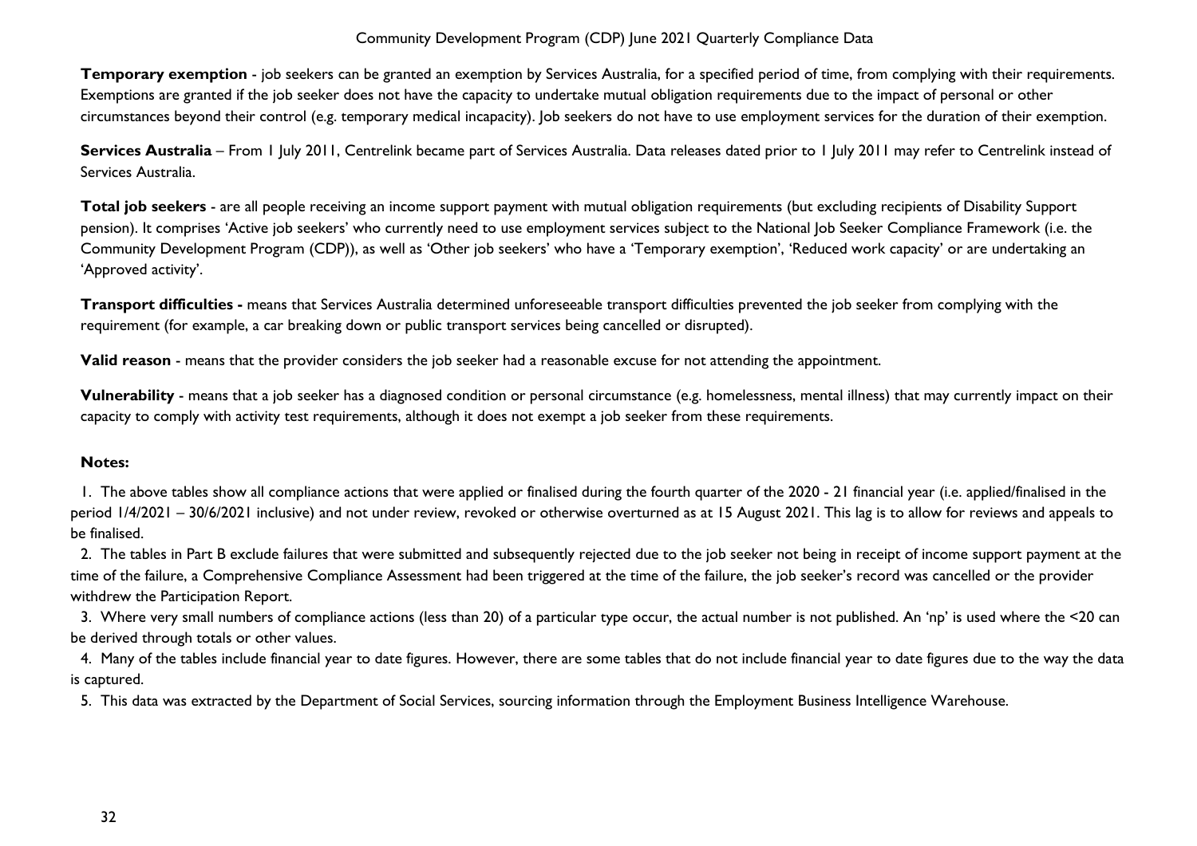**Temporary exemption** - job seekers can be granted an exemption by Services Australia, for a specified period of time, from complying with their requirements. Exemptions are granted if the job seeker does not have the capacity to undertake mutual obligation requirements due to the impact of personal or other circumstances beyond their control (e.g. temporary medical incapacity). Job seekers do not have to use employment services for the duration of their exemption.

**Services Australia** – From 1 July 2011, Centrelink became part of Services Australia. Data releases dated prior to 1 July 2011 may refer to Centrelink instead of Services Australia.

**Total job seekers** - are all people receiving an income support payment with mutual obligation requirements (but excluding recipients of Disability Support pension). It comprises 'Active job seekers' who currently need to use employment services subject to the National Job Seeker Compliance Framework (i.e. the Community Development Program (CDP)), as well as 'Other job seekers' who have a 'Temporary exemption', 'Reduced work capacity' or are undertaking an 'Approved activity'.

**Transport difficulties -** means that Services Australia determined unforeseeable transport difficulties prevented the job seeker from complying with the requirement (for example, a car breaking down or public transport services being cancelled or disrupted).

**Valid reason** - means that the provider considers the job seeker had a reasonable excuse for not attending the appointment.

**Vulnerability** - means that a job seeker has a diagnosed condition or personal circumstance (e.g. homelessness, mental illness) that may currently impact on their capacity to comply with activity test requirements, although it does not exempt a job seeker from these requirements.

**Notes:**

1. The above tables show all compliance actions that were applied or finalised during the fourth quarter of the 2020 - 21 financial year (i.e. applied/finalised in the period 1/4/2021 – 30/6/2021 inclusive) and not under review, revoked or otherwise overturned as at 15 August 2021. This lag is to allow for reviews and appeals to be finalised.
2. The tables in Part B exclude failures that were submitted and subsequently rejected due to the job seeker not being in receipt of income support payment at the time of the failure, a Comprehensive Compliance Assessment had been triggered at the time of the failure, the job seeker's record was cancelled or the provider withdrew the Participation Report.
3. Where very small numbers of compliance actions (less than 20) of a particular type occur, the actual number is not published. An 'np' is used where the <20 can be derived through totals or other values.
4. Many of the tables include financial year to date figures. However, there are some tables that do not include financial year to date figures due to the way the data is captured.
5. This data was extracted by the Department of Social Services, sourcing information through the Employment Business Intelligence Warehouse.